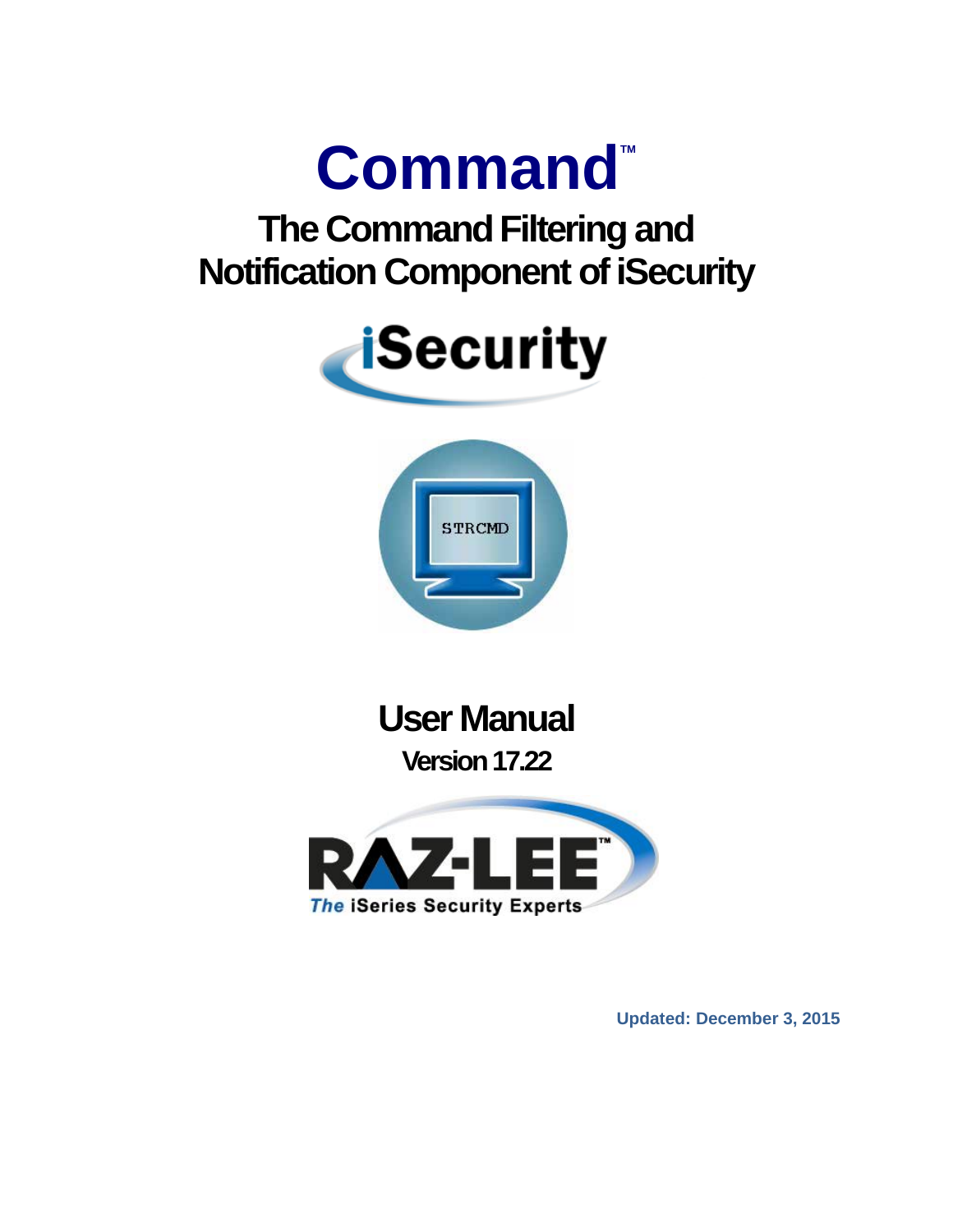# Command™

## The Command Filtering and Notification Component of iSecurity

iSecurity

STRCMD

## User Manual

### Version 17.22

RAZ-LEE™

*The* iSeries Security Experts

**Updated: December 3, 2015**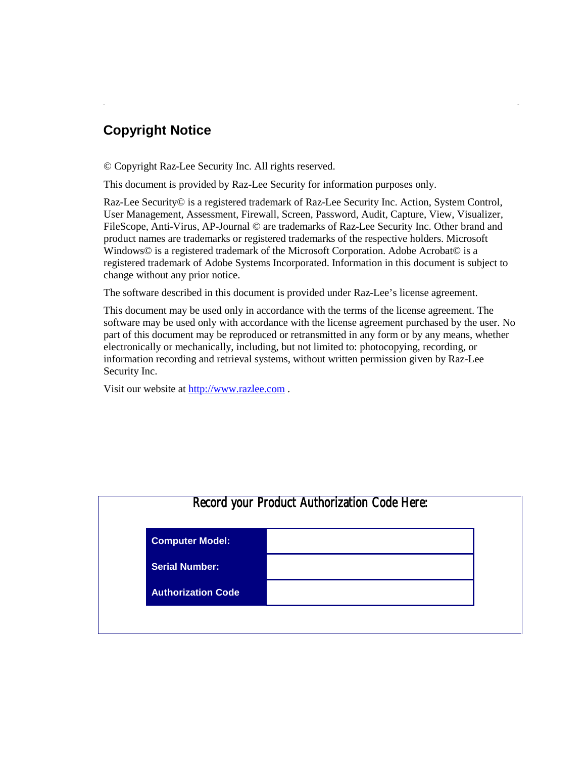## Copyright Notice

© Copyright Raz-Lee Security Inc. All rights reserved.

This document is provided by Raz-Lee Security for information purposes only.

Raz-Lee Security© is a registered trademark of Raz-Lee Security Inc. Action, System Control, User Management, Assessment, Firewall, Screen, Password, Audit, Capture, View, Visualizer, FileScope, Anti-Virus, AP-Journal © are trademarks of Raz-Lee Security Inc. Other brand and product names are trademarks or registered trademarks of the respective holders. Microsoft Windows© is a registered trademark of the Microsoft Corporation. Adobe Acrobat© is a registered trademark of Adobe Systems Incorporated. Information in this document is subject to change without any prior notice.

The software described in this document is provided under Raz-Lee's license agreement.

This document may be used only in accordance with the terms of the license agreement. The software may be used only with accordance with the license agreement purchased by the user. No part of this document may be reproduced or retransmitted in any form or by any means, whether electronically or mechanically, including, but not limited to: photocopying, recording, or information recording and retrieval systems, without written permission given by Raz-Lee Security Inc.

Visit our website at [http://www.razlee.com](http://www.razlee.com) .

**Record your Product Authorization Code Here:**

| | |
|---|---|
| **Computer Model:** | |
| **Serial Number:** | |
| **Authorization Code** | |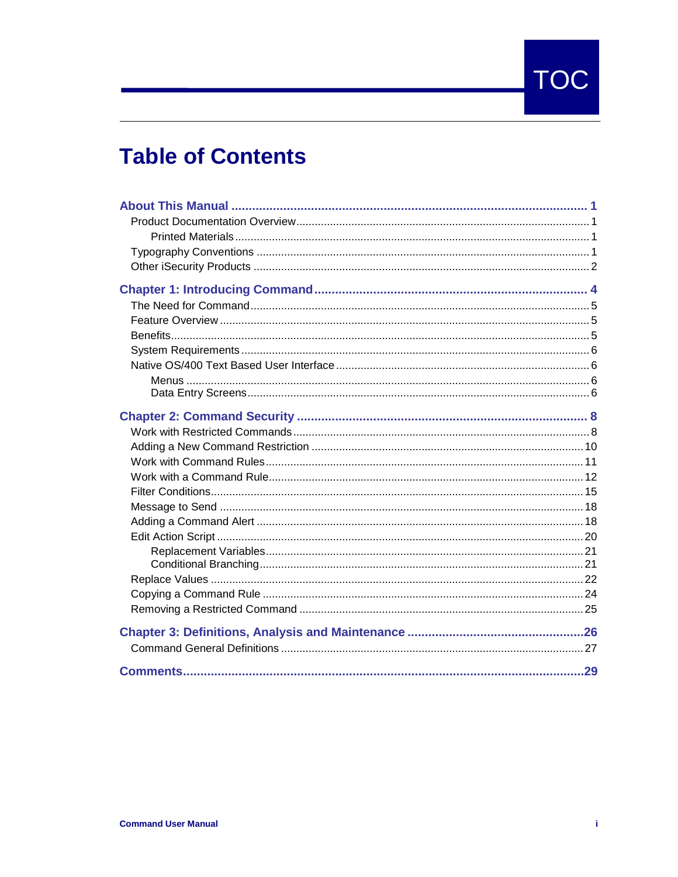# Table of Contents

**About This Manual ............................................................ 1**

- Product Documentation Overview ............................................ 1
  - Printed Materials ............................................................ 1
- Typography Conventions ........................................................ 1
- Other iSecurity Products ........................................................ 2

**Chapter 1: Introducing Command ............................................ 4**

- The Need for Command ............................................................ 5
- Feature Overview ..................................................................... 5
- Benefits .................................................................................. 5
- System Requirements ............................................................... 6
- Native OS/400 Text Based User Interface ..................................... 6
  - Menus .................................................................................. 6
  - Data Entry Screens ................................................................. 6

**Chapter 2: Command Security ................................................. 8**

- Work with Restricted Commands ................................................. 8
- Adding a New Command Restriction ............................................ 10
- Work with Command Rules ........................................................ 11
- Work with a Command Rule ....................................................... 12
- Filter Conditions ...................................................................... 15
- Message to Send ...................................................................... 18
- Adding a Command Alert ........................................................... 18
- Edit Action Script ..................................................................... 20
  - Replacement Variables ............................................................ 21
  - Conditional Branching ............................................................. 21
- Replace Values ........................................................................ 22
- Copying a Command Rule .......................................................... 24
- Removing a Restricted Command ............................................... 25

**Chapter 3: Definitions, Analysis and Maintenance ........................ 26**

- Command General Definitions .................................................... 27

**Comments ........................................................................... 29**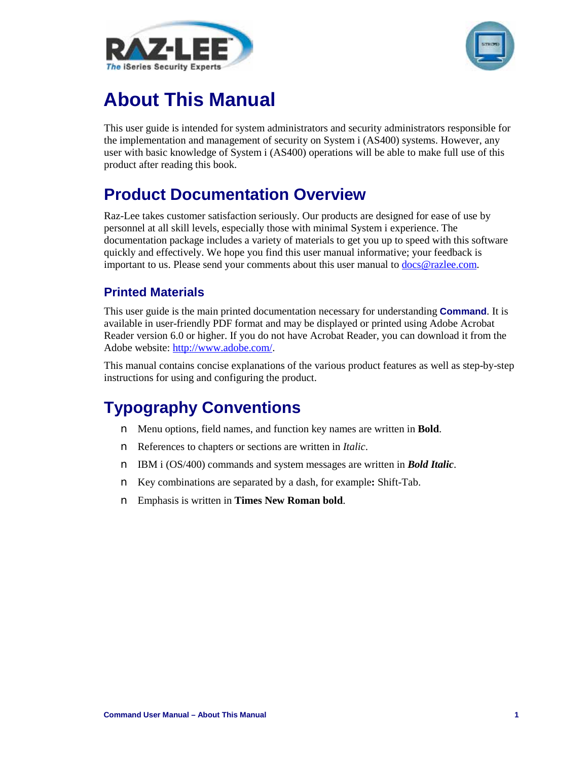# About This Manual

This user guide is intended for system administrators and security administrators responsible for the implementation and management of security on System i (AS400) systems. However, any user with basic knowledge of System i (AS400) operations will be able to make full use of this product after reading this book.

# Product Documentation Overview

Raz-Lee takes customer satisfaction seriously. Our products are designed for ease of use by personnel at all skill levels, especially those with minimal System i experience. The documentation package includes a variety of materials to get you up to speed with this software quickly and effectively. We hope you find this user manual informative; your feedback is important to us. Please send your comments about this user manual to docs@razlee.com.

## Printed Materials

This user guide is the main printed documentation necessary for understanding **Command**. It is available in user-friendly PDF format and may be displayed or printed using Adobe Acrobat Reader version 6.0 or higher. If you do not have Acrobat Reader, you can download it from the Adobe website: http://www.adobe.com/.

This manual contains concise explanations of the various product features as well as step-by-step instructions for using and configuring the product.

# Typography Conventions

- Menu options, field names, and function key names are written in **Bold**.
- References to chapters or sections are written in *Italic*.
- IBM i (OS/400) commands and system messages are written in ***Bold Italic***.
- Key combinations are separated by a dash, for example**:** Shift-Tab.
- Emphasis is written in **Times New Roman bold**.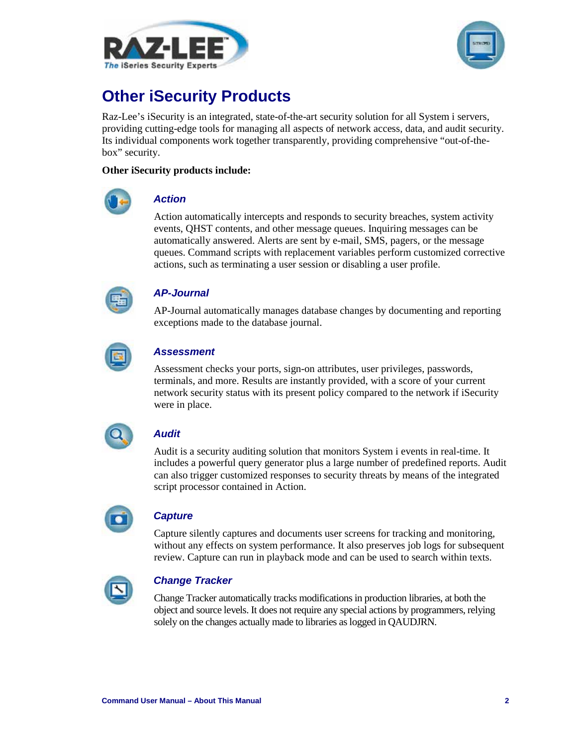# Other iSecurity Products

Raz-Lee's iSecurity is an integrated, state-of-the-art security solution for all System i servers, providing cutting-edge tools for managing all aspects of network access, data, and audit security. Its individual components work together transparently, providing comprehensive "out-of-the-box" security.

**Other iSecurity products include:**

### *Action*

Action automatically intercepts and responds to security breaches, system activity events, QHST contents, and other message queues. Inquiring messages can be automatically answered. Alerts are sent by e-mail, SMS, pagers, or the message queues. Command scripts with replacement variables perform customized corrective actions, such as terminating a user session or disabling a user profile.

### *AP-Journal*

AP-Journal automatically manages database changes by documenting and reporting exceptions made to the database journal.

### *Assessment*

Assessment checks your ports, sign-on attributes, user privileges, passwords, terminals, and more. Results are instantly provided, with a score of your current network security status with its present policy compared to the network if iSecurity were in place.

### *Audit*

Audit is a security auditing solution that monitors System i events in real-time. It includes a powerful query generator plus a large number of predefined reports. Audit can also trigger customized responses to security threats by means of the integrated script processor contained in Action.

### *Capture*

Capture silently captures and documents user screens for tracking and monitoring, without any effects on system performance. It also preserves job logs for subsequent review. Capture can run in playback mode and can be used to search within texts.

### *Change Tracker*

Change Tracker automatically tracks modifications in production libraries, at both the object and source levels. It does not require any special actions by programmers, relying solely on the changes actually made to libraries as logged in QAUDJRN.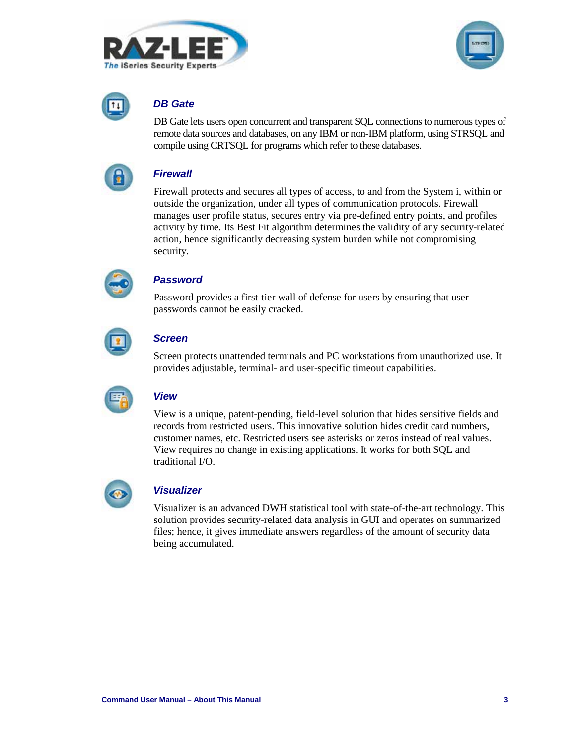### *DB Gate*

DB Gate lets users open concurrent and transparent SQL connections to numerous types of remote data sources and databases, on any IBM or non-IBM platform, using STRSQL and compile using CRTSQL for programs which refer to these databases.

### *Firewall*

Firewall protects and secures all types of access, to and from the System i, within or outside the organization, under all types of communication protocols. Firewall manages user profile status, secures entry via pre-defined entry points, and profiles activity by time. Its Best Fit algorithm determines the validity of any security-related action, hence significantly decreasing system burden while not compromising security.

### *Password*

Password provides a first-tier wall of defense for users by ensuring that user passwords cannot be easily cracked.

### *Screen*

Screen protects unattended terminals and PC workstations from unauthorized use. It provides adjustable, terminal- and user-specific timeout capabilities.

### *View*

View is a unique, patent-pending, field-level solution that hides sensitive fields and records from restricted users. This innovative solution hides credit card numbers, customer names, etc. Restricted users see asterisks or zeros instead of real values. View requires no change in existing applications. It works for both SQL and traditional I/O.

### *Visualizer*

Visualizer is an advanced DWH statistical tool with state-of-the-art technology. This solution provides security-related data analysis in GUI and operates on summarized files; hence, it gives immediate answers regardless of the amount of security data being accumulated.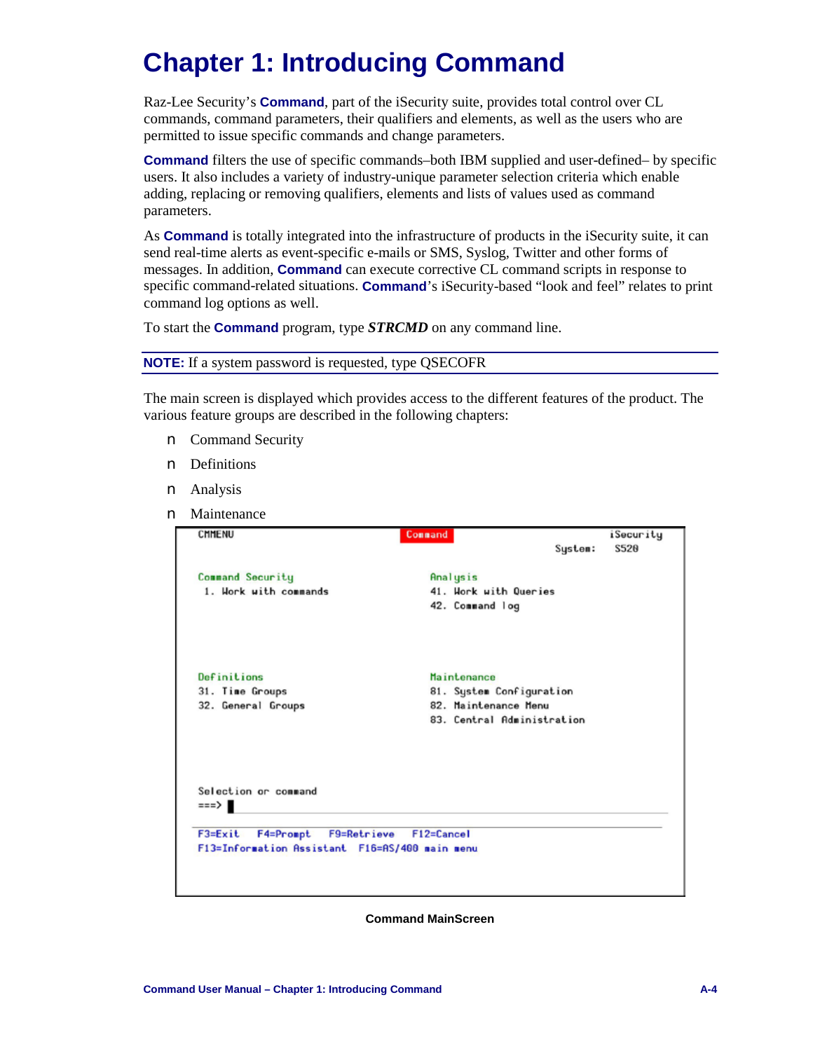# Chapter 1: Introducing Command

Raz-Lee Security's **Command**, part of the iSecurity suite, provides total control over CL commands, command parameters, their qualifiers and elements, as well as the users who are permitted to issue specific commands and change parameters.

**Command** filters the use of specific commands–both IBM supplied and user-defined– by specific users. It also includes a variety of industry-unique parameter selection criteria which enable adding, replacing or removing qualifiers, elements and lists of values used as command parameters.

As **Command** is totally integrated into the infrastructure of products in the iSecurity suite, it can send real-time alerts as event-specific e-mails or SMS, Syslog, Twitter and other forms of messages. In addition, **Command** can execute corrective CL command scripts in response to specific command-related situations. **Command**'s iSecurity-based "look and feel" relates to print command log options as well.

To start the **Command** program, type ***STRCMD*** on any command line.

**NOTE:** If a system password is requested, type QSECOFR

The main screen is displayed which provides access to the different features of the product. The various feature groups are described in the following chapters:

- Command Security
- Definitions
- Analysis
- Maintenance

```
CMMENU                          Command                        iSecurity
                                                    System:    S520

Command Security                      Analysis
 1. Work with commands                41. Work with Queries
                                      42. Command log



Definitions                           Maintenance
31. Time Groups                       81. System Configuration
32. General Groups                    82. Maintenance Menu
                                      83. Central Administration



Selection or command
===>

F3=Exit   F4=Prompt   F9=Retrieve   F12=Cancel
F13=Information Assistant  F16=AS/400 main menu
```

**Command MainScreen**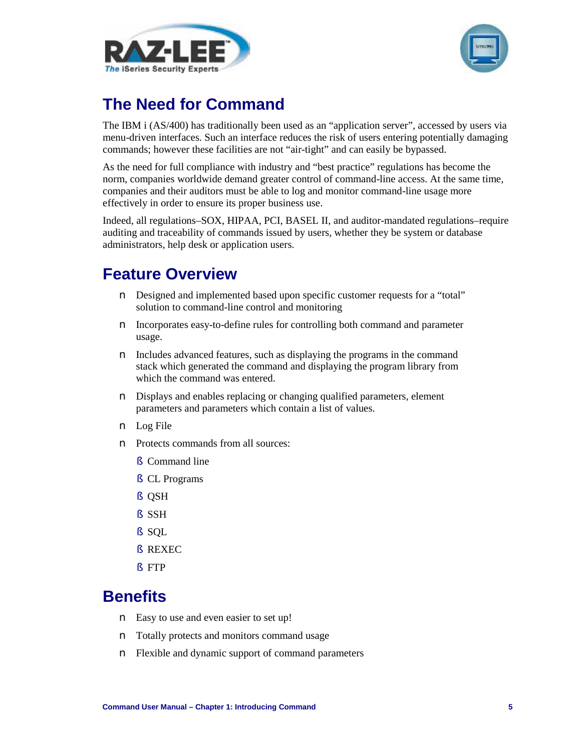# The Need for Command

The IBM i (AS/400) has traditionally been used as an "application server", accessed by users via menu-driven interfaces. Such an interface reduces the risk of users entering potentially damaging commands; however these facilities are not "air-tight" and can easily be bypassed.

As the need for full compliance with industry and "best practice" regulations has become the norm, companies worldwide demand greater control of command-line access. At the same time, companies and their auditors must be able to log and monitor command-line usage more effectively in order to ensure its proper business use.

Indeed, all regulations–SOX, HIPAA, PCI, BASEL II, and auditor-mandated regulations–require auditing and traceability of commands issued by users, whether they be system or database administrators, help desk or application users.

# Feature Overview

- Designed and implemented based upon specific customer requests for a "total" solution to command-line control and monitoring
- Incorporates easy-to-define rules for controlling both command and parameter usage.
- Includes advanced features, such as displaying the programs in the command stack which generated the command and displaying the program library from which the command was entered.
- Displays and enables replacing or changing qualified parameters, element parameters and parameters which contain a list of values.
- Log File
- Protects commands from all sources:
  - Command line
  - CL Programs
  - QSH
  - SSH
  - SQL
  - REXEC
  - FTP

# Benefits

- Easy to use and even easier to set up!
- Totally protects and monitors command usage
- Flexible and dynamic support of command parameters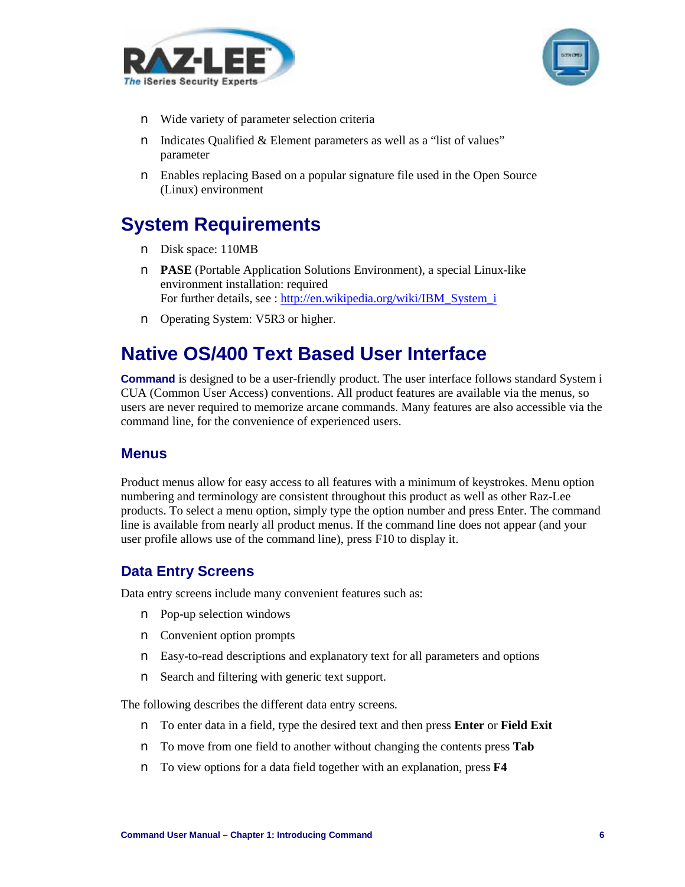- Wide variety of parameter selection criteria
- Indicates Qualified & Element parameters as well as a “list of values” parameter
- Enables replacing Based on a popular signature file used in the Open Source (Linux) environment

# System Requirements

- Disk space: 110MB
- **PASE** (Portable Application Solutions Environment), a special Linux-like environment installation: required
  For further details, see : http://en.wikipedia.org/wiki/IBM_System_i
- Operating System: V5R3 or higher.

# Native OS/400 Text Based User Interface

**Command** is designed to be a user-friendly product. The user interface follows standard System i CUA (Common User Access) conventions. All product features are available via the menus, so users are never required to memorize arcane commands. Many features are also accessible via the command line, for the convenience of experienced users.

## Menus

Product menus allow for easy access to all features with a minimum of keystrokes. Menu option numbering and terminology are consistent throughout this product as well as other Raz-Lee products. To select a menu option, simply type the option number and press Enter. The command line is available from nearly all product menus. If the command line does not appear (and your user profile allows use of the command line), press F10 to display it.

## Data Entry Screens

Data entry screens include many convenient features such as:

- Pop-up selection windows
- Convenient option prompts
- Easy-to-read descriptions and explanatory text for all parameters and options
- Search and filtering with generic text support.

The following describes the different data entry screens.

- To enter data in a field, type the desired text and then press **Enter** or **Field Exit**
- To move from one field to another without changing the contents press **Tab**
- To view options for a data field together with an explanation, press **F4**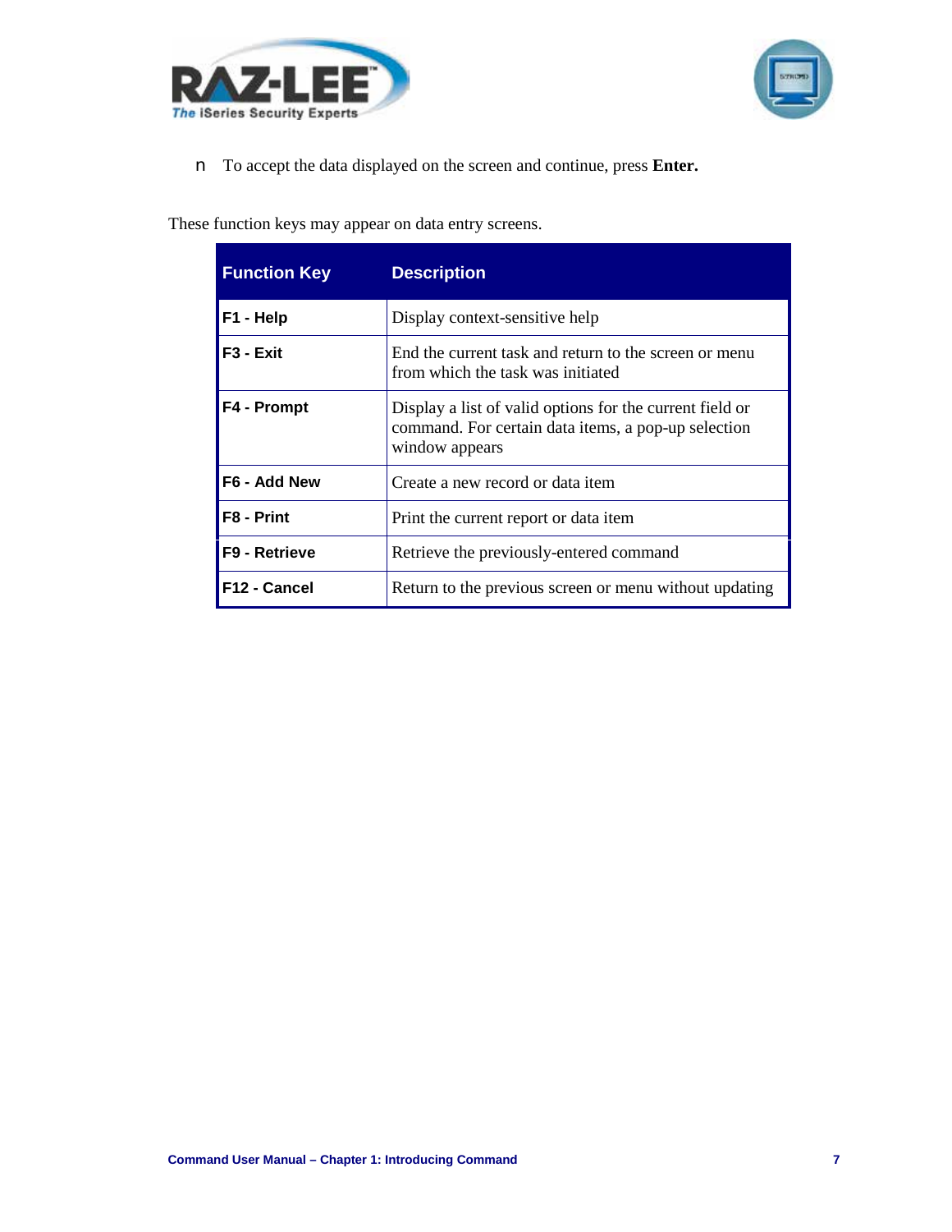- To accept the data displayed on the screen and continue, press **Enter.**

These function keys may appear on data entry screens.

| Function Key | Description |
|---|---|
| **F1 - Help** | Display context-sensitive help |
| **F3 - Exit** | End the current task and return to the screen or menu from which the task was initiated |
| **F4 - Prompt** | Display a list of valid options for the current field or command. For certain data items, a pop-up selection window appears |
| **F6 - Add New** | Create a new record or data item |
| **F8 - Print** | Print the current report or data item |
| **F9 - Retrieve** | Retrieve the previously-entered command |
| **F12 - Cancel** | Return to the previous screen or menu without updating |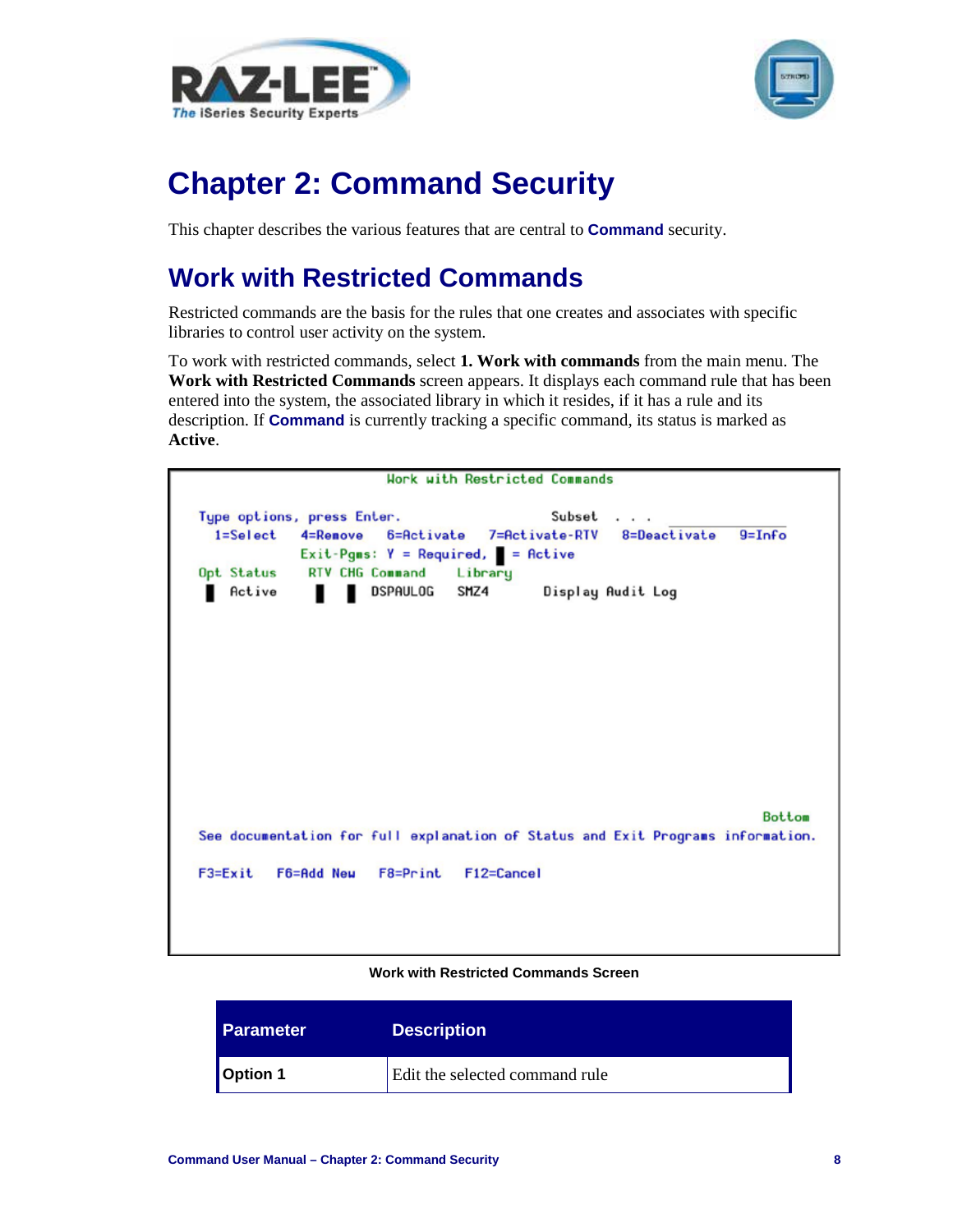# Chapter 2: Command Security

This chapter describes the various features that are central to **Command** security.

## Work with Restricted Commands

Restricted commands are the basis for the rules that one creates and associates with specific libraries to control user activity on the system.

To work with restricted commands, select **1. Work with commands** from the main menu. The **Work with Restricted Commands** screen appears. It displays each command rule that has been entered into the system, the associated library in which it resides, if it has a rule and its description. If **Command** is currently tracking a specific command, its status is marked as **Active**.

```
                         Work with Restricted Commands

 Type options, press Enter.                      Subset  . . .
   1=Select   4=Remove   6=Activate   7=Activate-RTV   8=Deactivate   9=Info
              Exit-Pgms: Y = Required, █ = Active
 Opt  Status     RTV CHG Command    Library
  █   Active      █   █  DSPAULOG   SMZ4       Display Audit Log




                                                                          Bottom
 See documentation for full explanation of Status and Exit Programs information.

 F3=Exit   F6=Add New   F8=Print   F12=Cancel
```

**Work with Restricted Commands Screen**

| Parameter | Description |
| --- | --- |
| **Option 1** | Edit the selected command rule |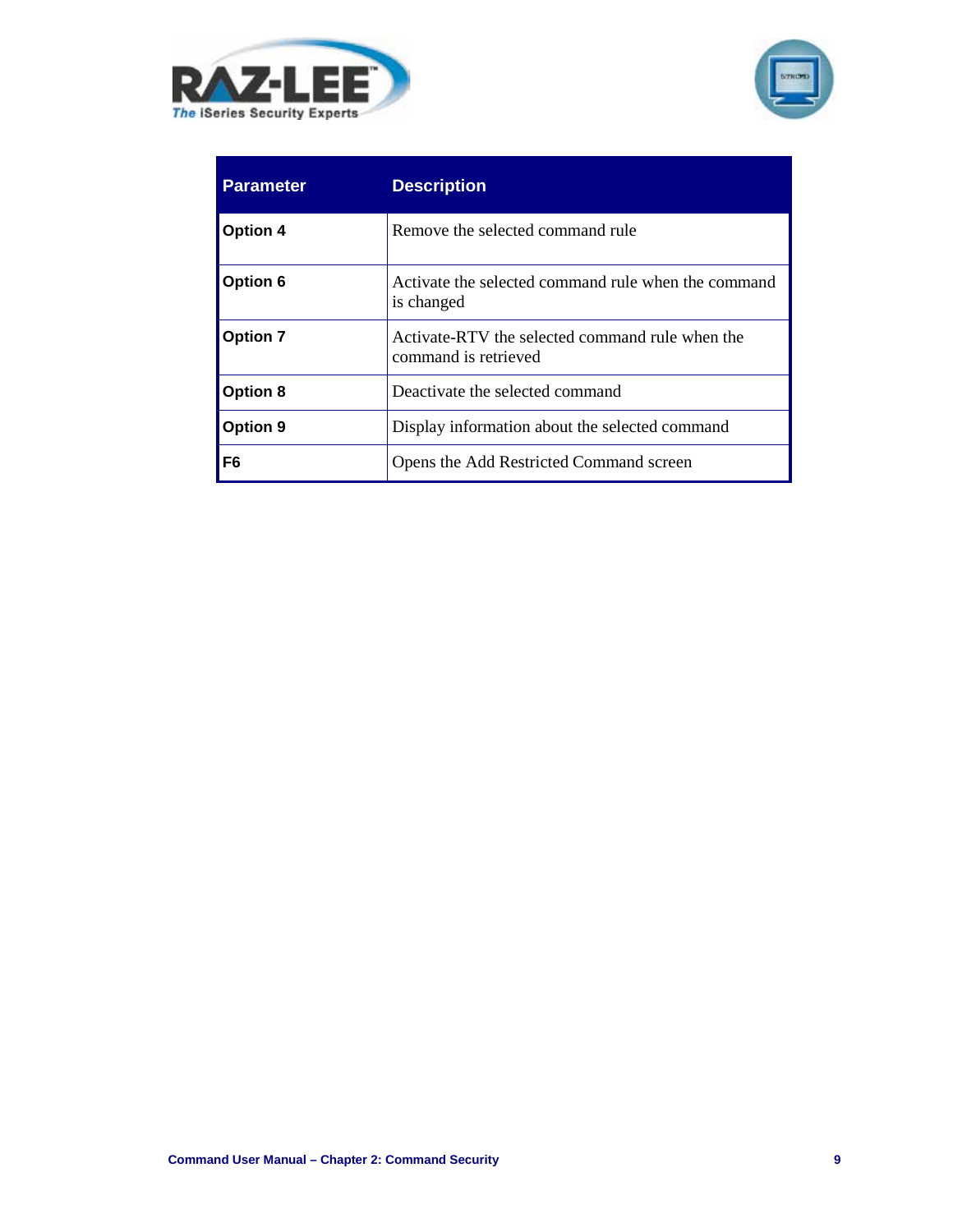| Parameter | Description |
|---|---|
| **Option 4** | Remove the selected command rule |
| **Option 6** | Activate the selected command rule when the command is changed |
| **Option 7** | Activate-RTV the selected command rule when the command is retrieved |
| **Option 8** | Deactivate the selected command |
| **Option 9** | Display information about the selected command |
| **F6** | Opens the Add Restricted Command screen |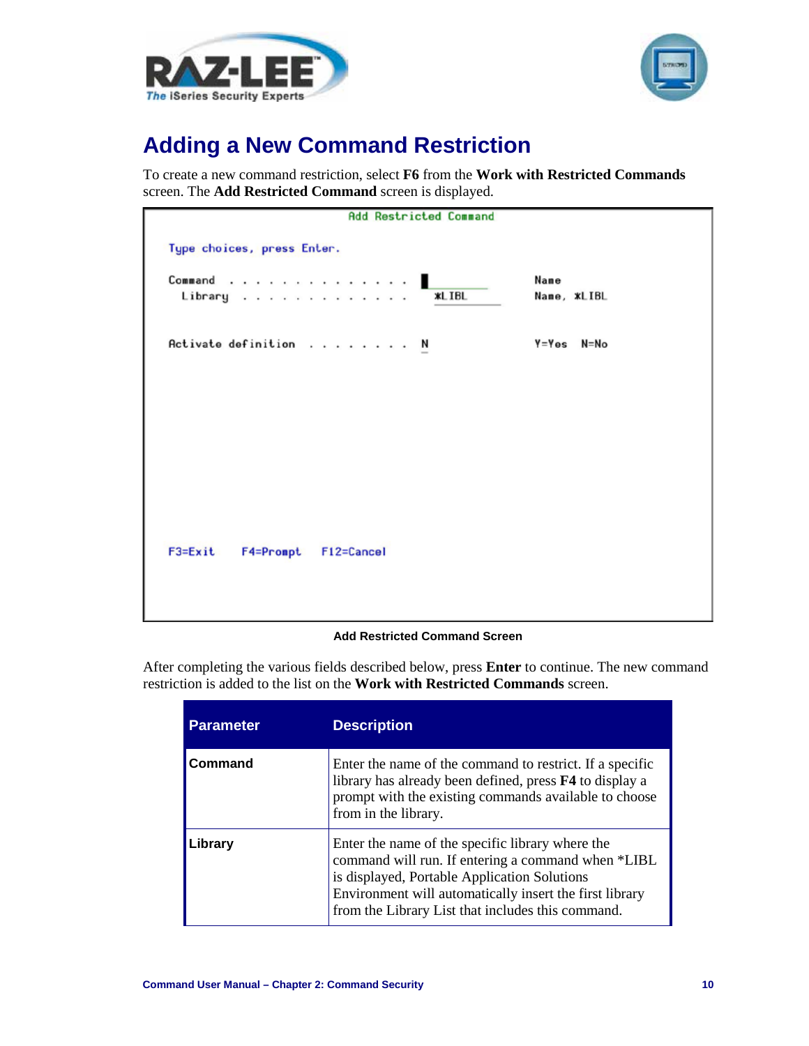# Adding a New Command Restriction

To create a new command restriction, select **F6** from the **Work with Restricted Commands** screen. The **Add Restricted Command** screen is displayed.

```
                    Add Restricted Command

 Type choices, press Enter.

 Command . . . . . . . . . . . . . █               Name
   Library . . . . . . . . . . . .   *LIBL         Name, *LIBL

 Activate definition . . . . . . . N               Y=Yes  N=No

 F3=Exit   F4=Prompt   F12=Cancel
```

**Add Restricted Command Screen**

After completing the various fields described below, press **Enter** to continue. The new command restriction is added to the list on the **Work with Restricted Commands** screen.

| Parameter | Description |
|---|---|
| **Command** | Enter the name of the command to restrict. If a specific library has already been defined, press **F4** to display a prompt with the existing commands available to choose from in the library. |
| **Library** | Enter the name of the specific library where the command will run. If entering a command when *LIBL is displayed, Portable Application Solutions Environment will automatically insert the first library from the Library List that includes this command. |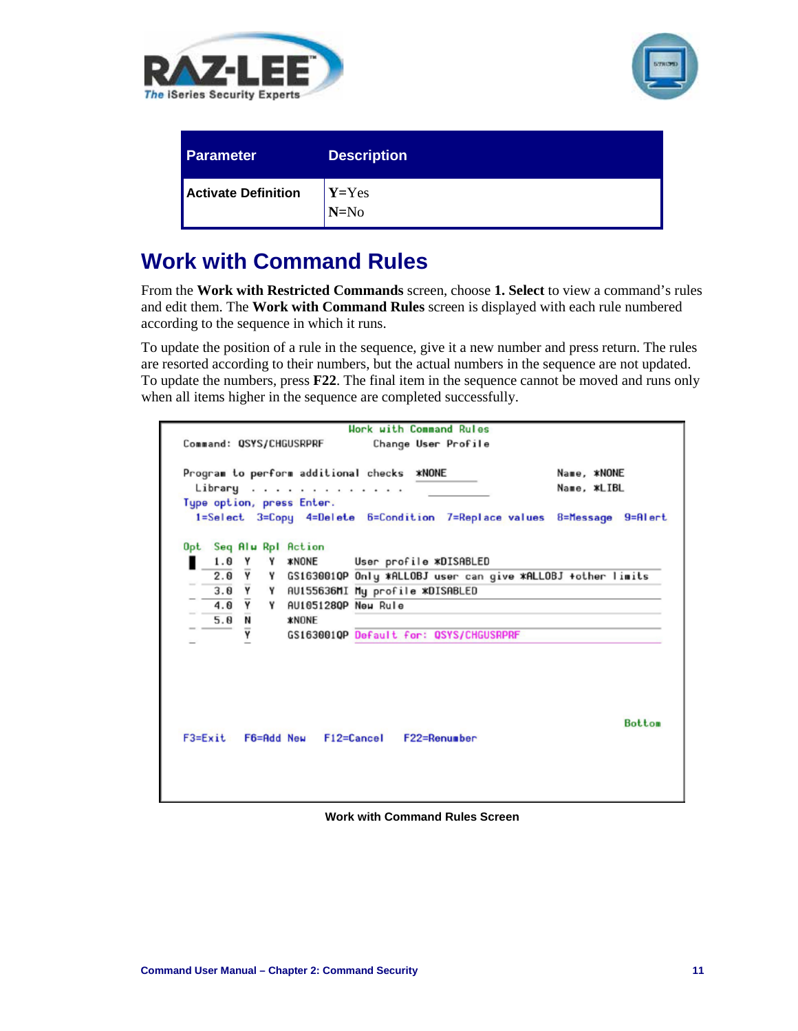| Parameter | Description |
|---|---|
| Activate Definition | **Y**=Yes<br>**N**=No |

## Work with Command Rules

From the **Work with Restricted Commands** screen, choose **1. Select** to view a command's rules and edit them. The **Work with Command Rules** screen is displayed with each rule numbered according to the sequence in which it runs.

To update the position of a rule in the sequence, give it a new number and press return. The rules are resorted according to their numbers, but the actual numbers in the sequence are not updated. To update the numbers, press **F22**. The final item in the sequence cannot be moved and runs only when all items higher in the sequence are completed successfully.

```
                              Work with Command Rules
Command: QSYS/CHGUSRPRF           Change User Profile

Program to perform additional checks  *NONE              Name, *NONE
  Library . . . . . . . . . . . . .                      Name, *LIBL
Type option, press Enter.
  1=Select  3=Copy  4=Delete  6=Condition  7=Replace values  8=Message  9=Alert

Opt  Seq Alw Rpl Action
      1.0  Y   Y  *NONE      User profile *DISABLED
      2.0  Y   Y  GS163001QP Only *ALLOBJ user can give *ALLOBJ +other limits
      3.0  Y   Y  AU155636MI My profile *DISABLED
      4.0  Y   Y  AU105128QP New Rule
      5.0  N      *NONE
           Y      GS163001QP Default for: QSYS/CHGUSRPRF

                                                                        Bottom
F3=Exit   F6=Add New   F12=Cancel   F22=Renumber
```

Work with Command Rules Screen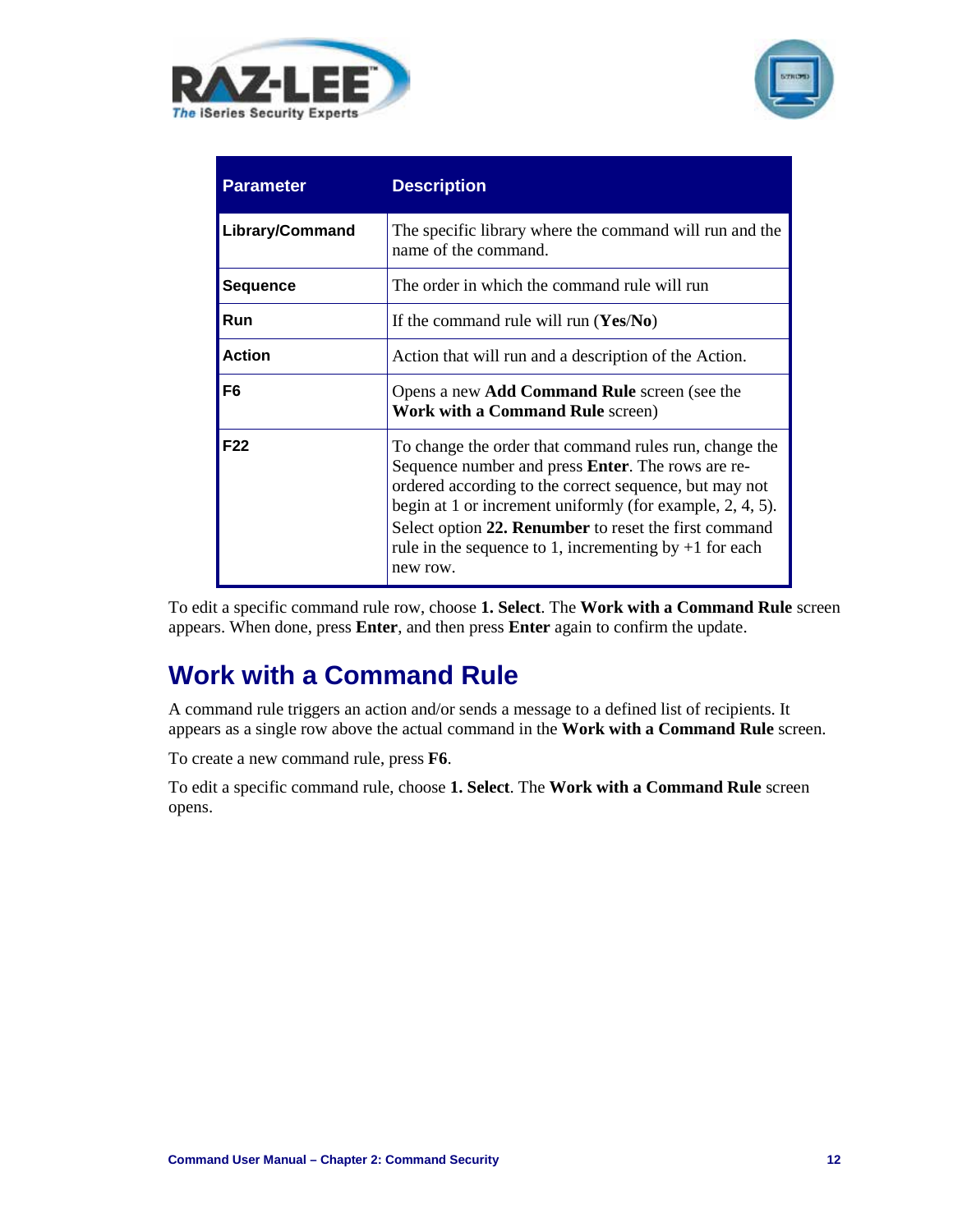| Parameter | Description |
|---|---|
| **Library/Command** | The specific library where the command will run and the name of the command. |
| **Sequence** | The order in which the command rule will run |
| **Run** | If the command rule will run (**Yes**/**No**) |
| **Action** | Action that will run and a description of the Action. |
| **F6** | Opens a new **Add Command Rule** screen (see the **Work with a Command Rule** screen) |
| **F22** | To change the order that command rules run, change the Sequence number and press **Enter**. The rows are re-ordered according to the correct sequence, but may not begin at 1 or increment uniformly (for example, 2, 4, 5). Select option **22. Renumber** to reset the first command rule in the sequence to 1, incrementing by +1 for each new row. |

To edit a specific command rule row, choose **1. Select**. The **Work with a Command Rule** screen appears. When done, press **Enter**, and then press **Enter** again to confirm the update.

## Work with a Command Rule

A command rule triggers an action and/or sends a message to a defined list of recipients. It appears as a single row above the actual command in the **Work with a Command Rule** screen.

To create a new command rule, press **F6**.

To edit a specific command rule, choose **1. Select**. The **Work with a Command Rule** screen opens.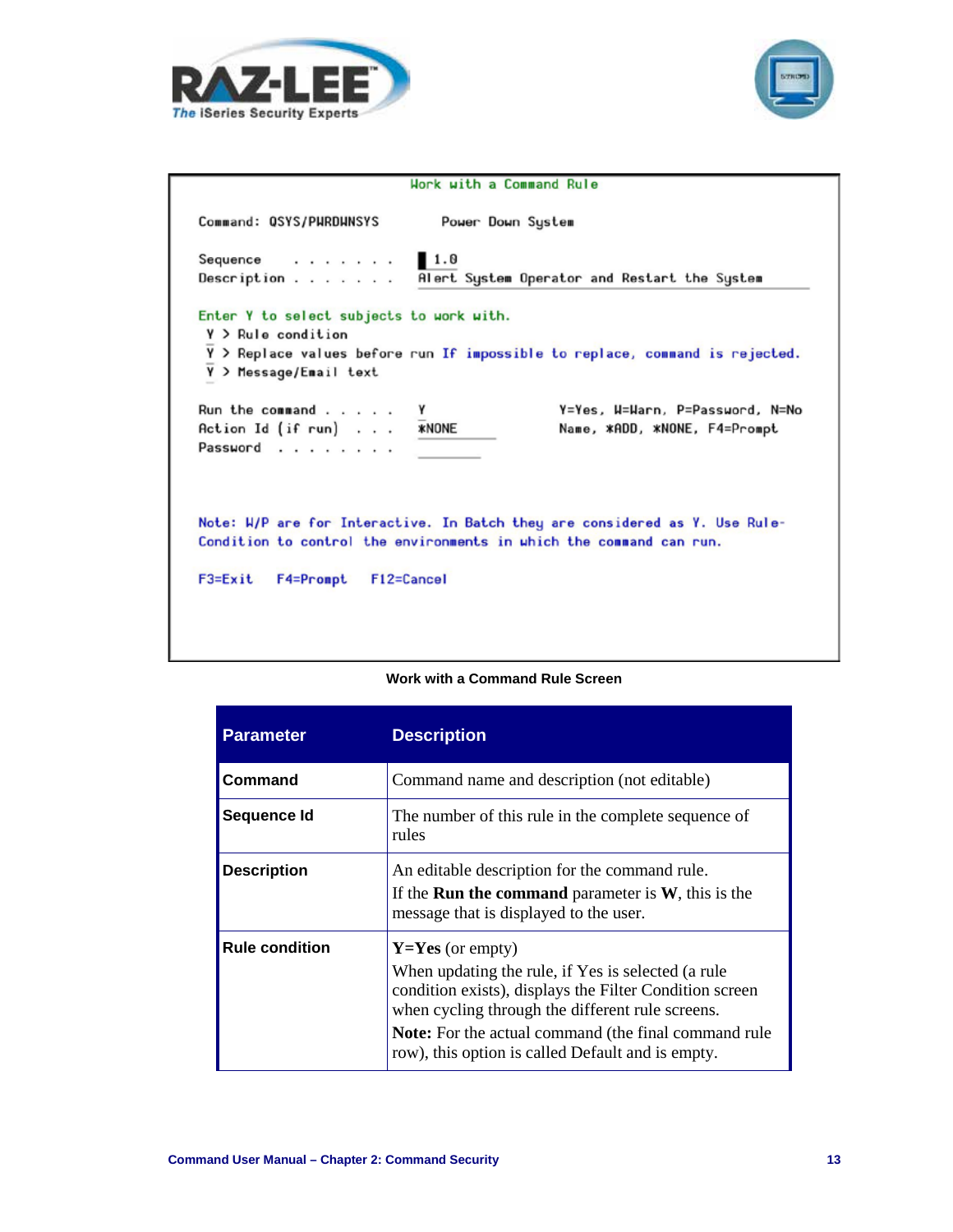```
                         Work with a Command Rule

 Command: QSYS/PWRDWNSYS           Power Down System

 Sequence  . . . . . . .   1.0
 Description . . . . . .   Alert System Operator and Restart the System

 Enter Y to select subjects to work with.
  Y > Rule condition
  Y > Replace values before run If impossible to replace, command is rejected.
  Y > Message/Email text

 Run the command . . . . .  Y                  Y=Yes, W=Warn, P=Password, N=No
 Action Id (if run)  . . .  *NONE              Name, *ADD, *NONE, F4=Prompt
 Password  . . . . . . . .


 Note: W/P are for Interactive. In Batch they are considered as Y. Use Rule-
 Condition to control the environments in which the command can run.

 F3=Exit   F4=Prompt   F12=Cancel
```

**Work with a Command Rule Screen**

| Parameter | Description |
|---|---|
| **Command** | Command name and description (not editable) |
| **Sequence Id** | The number of this rule in the complete sequence of rules |
| **Description** | An editable description for the command rule.<br>If the **Run the command** parameter is **W**, this is the message that is displayed to the user. |
| **Rule condition** | **Y=Yes** (or empty)<br>When updating the rule, if Yes is selected (a rule condition exists), displays the Filter Condition screen when cycling through the different rule screens.<br>**Note:** For the actual command (the final command rule row), this option is called Default and is empty. |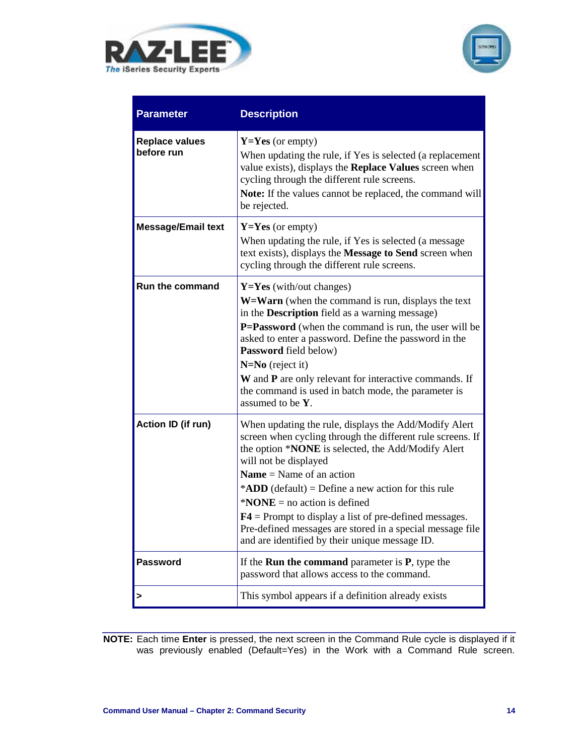| Parameter | Description |
|---|---|
| **Replace values before run** | **Y=Yes** (or empty)<br>When updating the rule, if Yes is selected (a replacement value exists), displays the **Replace Values** screen when cycling through the different rule screens.<br>**Note:** If the values cannot be replaced, the command will be rejected. |
| **Message/Email text** | **Y=Yes** (or empty)<br>When updating the rule, if Yes is selected (a message text exists), displays the **Message to Send** screen when cycling through the different rule screens. |
| **Run the command** | **Y=Yes** (with/out changes)<br>**W=Warn** (when the command is run, displays the text in the **Description** field as a warning message)<br>**P=Password** (when the command is run, the user will be asked to enter a password. Define the password in the **Password** field below)<br>**N=No** (reject it)<br>**W** and **P** are only relevant for interactive commands. If the command is used in batch mode, the parameter is assumed to be **Y**. |
| **Action ID (if run)** | When updating the rule, displays the Add/Modify Alert screen when cycling through the different rule screens. If the option ***NONE** is selected, the Add/Modify Alert will not be displayed<br>**Name** = Name of an action<br>***ADD** (default) = Define a new action for this rule<br>***NONE** = no action is defined<br>**F4** = Prompt to display a list of pre-defined messages. Pre-defined messages are stored in a special message file and are identified by their unique message ID. |
| **Password** | If the **Run the command** parameter is **P**, type the password that allows access to the command. |
| **>** | This symbol appears if a definition already exists |

**NOTE:** Each time **Enter** is pressed, the next screen in the Command Rule cycle is displayed if it was previously enabled (Default=Yes) in the Work with a Command Rule screen.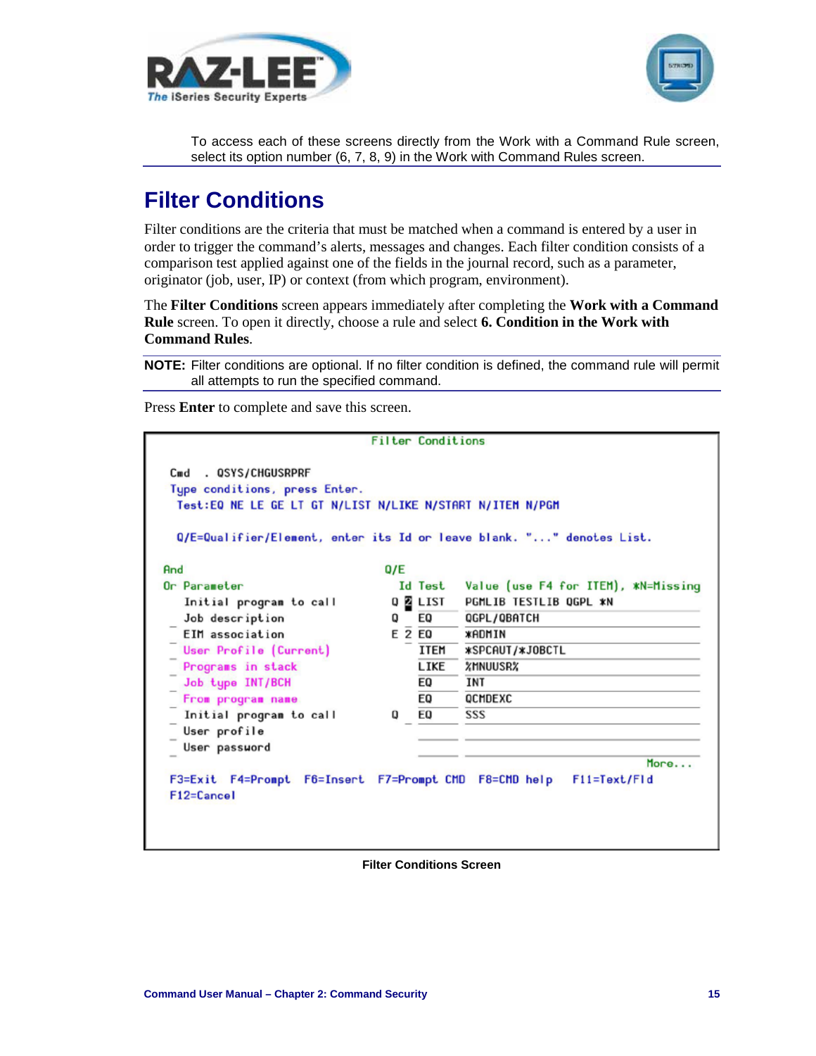To access each of these screens directly from the Work with a Command Rule screen, select its option number (6, 7, 8, 9) in the Work with Command Rules screen.

# Filter Conditions

Filter conditions are the criteria that must be matched when a command is entered by a user in order to trigger the command's alerts, messages and changes. Each filter condition consists of a comparison test applied against one of the fields in the journal record, such as a parameter, originator (job, user, IP) or context (from which program, environment).

The **Filter Conditions** screen appears immediately after completing the **Work with a Command Rule** screen. To open it directly, choose a rule and select **6. Condition in the Work with Command Rules**.

**NOTE:** Filter conditions are optional. If no filter condition is defined, the command rule will permit all attempts to run the specified command.

Press **Enter** to complete and save this screen.

```
                              Filter Conditions

 Cmd  . QSYS/CHGUSRPRF
 Type conditions, press Enter.
  Test:EQ NE LE GE LT GT N/LIST N/LIKE N/START N/ITEM N/PGM

  Q/E=Qualifier/Element, enter its Id or leave blank. "..." denotes List.

And                                  Q/E
Or  Parameter                          Id Test   Value (use F4 for ITEM), *N=Missing
    Initial program to call          Q 2  LIST   PGMLIB TESTLIB QGPL *N
_   Job description                  Q    EQ     QGPL/QBATCH
_   EIM association                  E 2  EQ     *ADMIN
_   User Profile (Current)                ITEM   *SPCAUT/*JOBCTL
_   Programs in stack                     LIKE   %MNUUSR%
_   Job type INT/BCH                      EQ     INT
_   From program name                     EQ     QCMDEXC
_   Initial program to call          Q    EQ     SSS
_   User profile
_   User password
                                                                    More...
 F3=Exit  F4=Prompt  F6=Insert  F7=Prompt CMD  F8=CMD help   F11=Text/Fld
 F12=Cancel
```

**Filter Conditions Screen**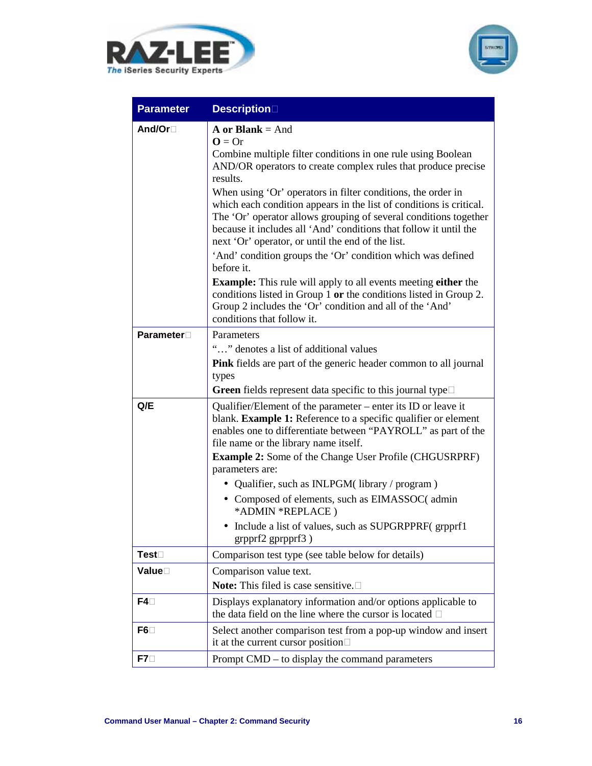| Parameter | Description |
| --- | --- |
| **And/Or** | **A or Blank** = And<br>**O** = Or<br>Combine multiple filter conditions in one rule using Boolean AND/OR operators to create complex rules that produce precise results.<br>When using 'Or' operators in filter conditions, the order in which each condition appears in the list of conditions is critical. The 'Or' operator allows grouping of several conditions together because it includes all 'And' conditions that follow it until the next 'Or' operator, or until the end of the list.<br>'And' condition groups the 'Or' condition which was defined before it.<br>**Example:** This rule will apply to all events meeting **either** the conditions listed in Group 1 **or** the conditions listed in Group 2. Group 2 includes the 'Or' condition and all of the 'And' conditions that follow it. |
| **Parameter** | Parameters<br>"…" denotes a list of additional values<br>**Pink** fields are part of the generic header common to all journal types<br>**Green** fields represent data specific to this journal type |
| **Q/E** | Qualifier/Element of the parameter – enter its ID or leave it blank. **Example 1:** Reference to a specific qualifier or element enables one to differentiate between "PAYROLL" as part of the file name or the library name itself.<br>**Example 2:** Some of the Change User Profile (CHGUSRPRF) parameters are:<br>• Qualifier, such as INLPGM( library / program )<br>• Composed of elements, such as EIMASSOC( admin *ADMIN *REPLACE )<br>• Include a list of values, such as SUPGRPPRF( grpprf1 grpprf2 gprpprf3 ) |
| **Test** | Comparison test type (see table below for details) |
| **Value** | Comparison value text.<br>**Note:** This filed is case sensitive. |
| **F4** | Displays explanatory information and/or options applicable to the data field on the line where the cursor is located |
| **F6** | Select another comparison test from a pop-up window and insert it at the current cursor position |
| **F7** | Prompt CMD – to display the command parameters |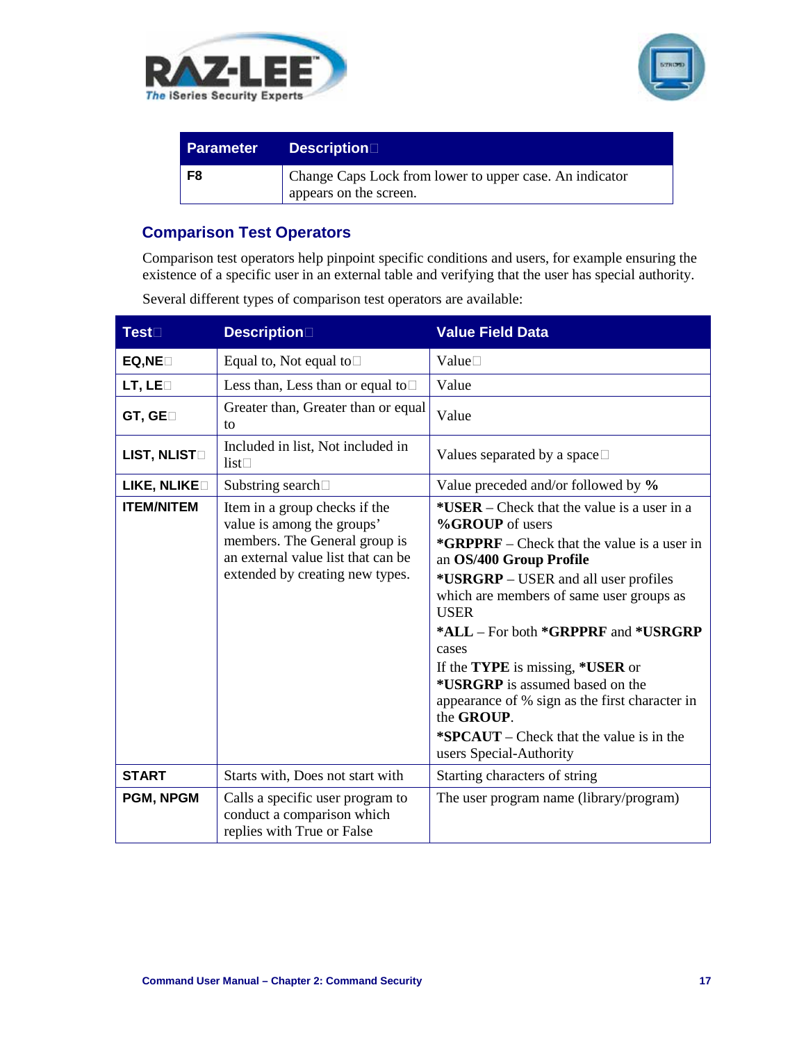| Parameter | Description |
|---|---|
| **F8** | Change Caps Lock from lower to upper case. An indicator appears on the screen. |

### Comparison Test Operators

Comparison test operators help pinpoint specific conditions and users, for example ensuring the existence of a specific user in an external table and verifying that the user has special authority.

Several different types of comparison test operators are available:

| Test | Description | Value Field Data |
|---|---|---|
| **EQ,NE** | Equal to, Not equal to | Value |
| **LT, LE** | Less than, Less than or equal to | Value |
| **GT, GE** | Greater than, Greater than or equal to | Value |
| **LIST, NLIST** | Included in list, Not included in list | Values separated by a space |
| **LIKE, NLIKE** | Substring search | Value preceded and/or followed by **%** |
| **ITEM/NITEM** | Item in a group checks if the value is among the groups' members. The General group is an external value list that can be extended by creating new types. | ***USER** – Check that the value is a user in a **%GROUP** of users<br>***GRPPRF** – Check that the value is a user in an **OS/400 Group Profile**<br>***USRGRP** – USER and all user profiles which are members of same user groups as USER<br>***ALL** – For both ***GRPPRF** and ***USRGRP** cases<br>If the **TYPE** is missing, ***USER** or ***USRGRP** is assumed based on the appearance of % sign as the first character in the **GROUP**.<br>***SPCAUT** – Check that the value is in the users Special-Authority |
| **START** | Starts with, Does not start with | Starting characters of string |
| **PGM, NPGM** | Calls a specific user program to conduct a comparison which replies with True or False | The user program name (library/program) |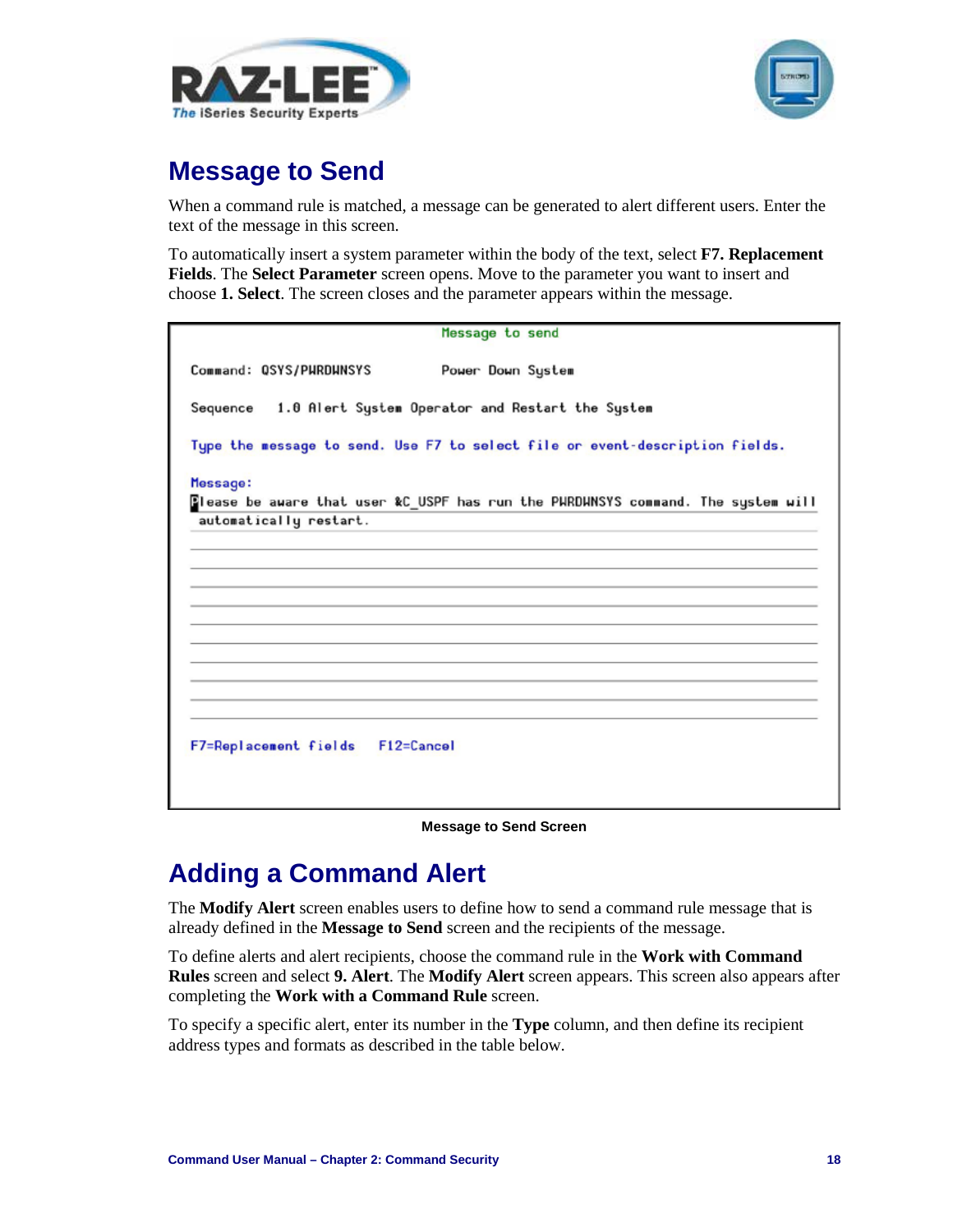## Message to Send

When a command rule is matched, a message can be generated to alert different users. Enter the text of the message in this screen.

To automatically insert a system parameter within the body of the text, select **F7. Replacement Fields**. The **Select Parameter** screen opens. Move to the parameter you want to insert and choose **1. Select**. The screen closes and the parameter appears within the message.

```
                              Message to send

 Command: QSYS/PWRDWNSYS           Power Down System

 Sequence   1.0 Alert System Operator and Restart the System

 Type the message to send. Use F7 to select file or event-description fields.

 Message:
 Please be aware that user &C_USPF has run the PWRDWNSYS command. The system will
  automatically restart.


 F7=Replacement fields   F12=Cancel
```

**Message to Send Screen**

## Adding a Command Alert

The **Modify Alert** screen enables users to define how to send a command rule message that is already defined in the **Message to Send** screen and the recipients of the message.

To define alerts and alert recipients, choose the command rule in the **Work with Command Rules** screen and select **9. Alert**. The **Modify Alert** screen appears. This screen also appears after completing the **Work with a Command Rule** screen.

To specify a specific alert, enter its number in the **Type** column, and then define its recipient address types and formats as described in the table below.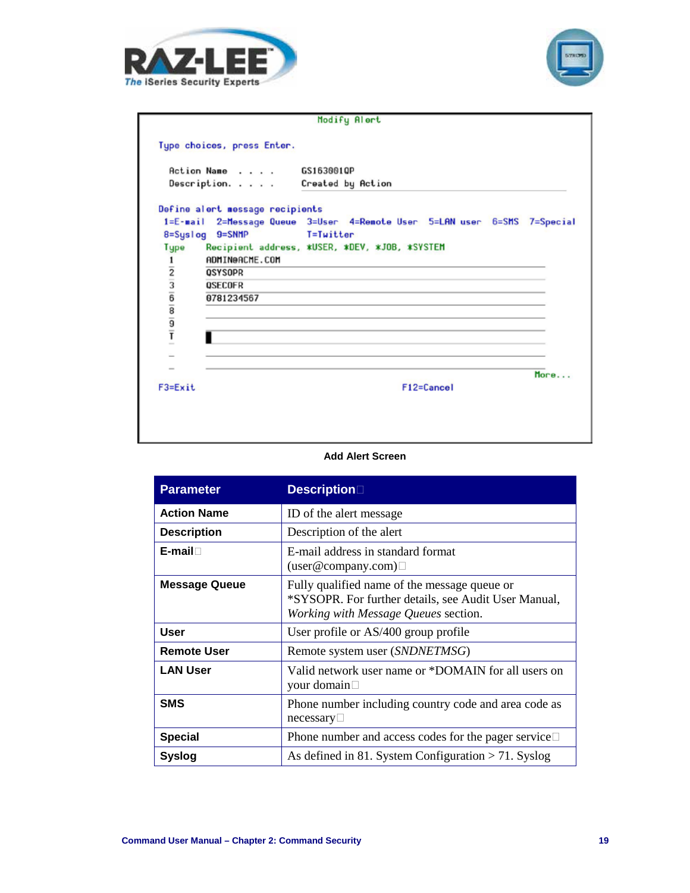```
                              Modify Alert

 Type choices, press Enter.

   Action Name  . . . .      GS163001QP
   Description. . . . .      Created by Action

 Define alert message recipients
  1=E-mail  2=Message Queue  3=User  4=Remote User  5=LAN user  6=SMS  7=Special
  8=Syslog  9=SNMP           T=Twitter
  Type     Recipient address, *USER, *DEV, *JOB, *SYSTEM
   1       ADMIN@ACME.COM
   2       QSYSOPR
   3       QSECOFR
   6       0781234567
   8
   9
   T
   _
   _
                                                                    More...
 F3=Exit                                    F12=Cancel
```

**Add Alert Screen**

| Parameter | Description |
|---|---|
| **Action Name** | ID of the alert message |
| **Description** | Description of the alert |
| **E-mail** | E-mail address in standard format (user@company.com) |
| **Message Queue** | Fully qualified name of the message queue or *SYSOPR. For further details, see Audit User Manual, *Working with Message Queues* section. |
| **User** | User profile or AS/400 group profile |
| **Remote User** | Remote system user (*SNDNETMSG*) |
| **LAN User** | Valid network user name or *DOMAIN for all users on your domain |
| **SMS** | Phone number including country code and area code as necessary |
| **Special** | Phone number and access codes for the pager service |
| **Syslog** | As defined in 81. System Configuration > 71. Syslog |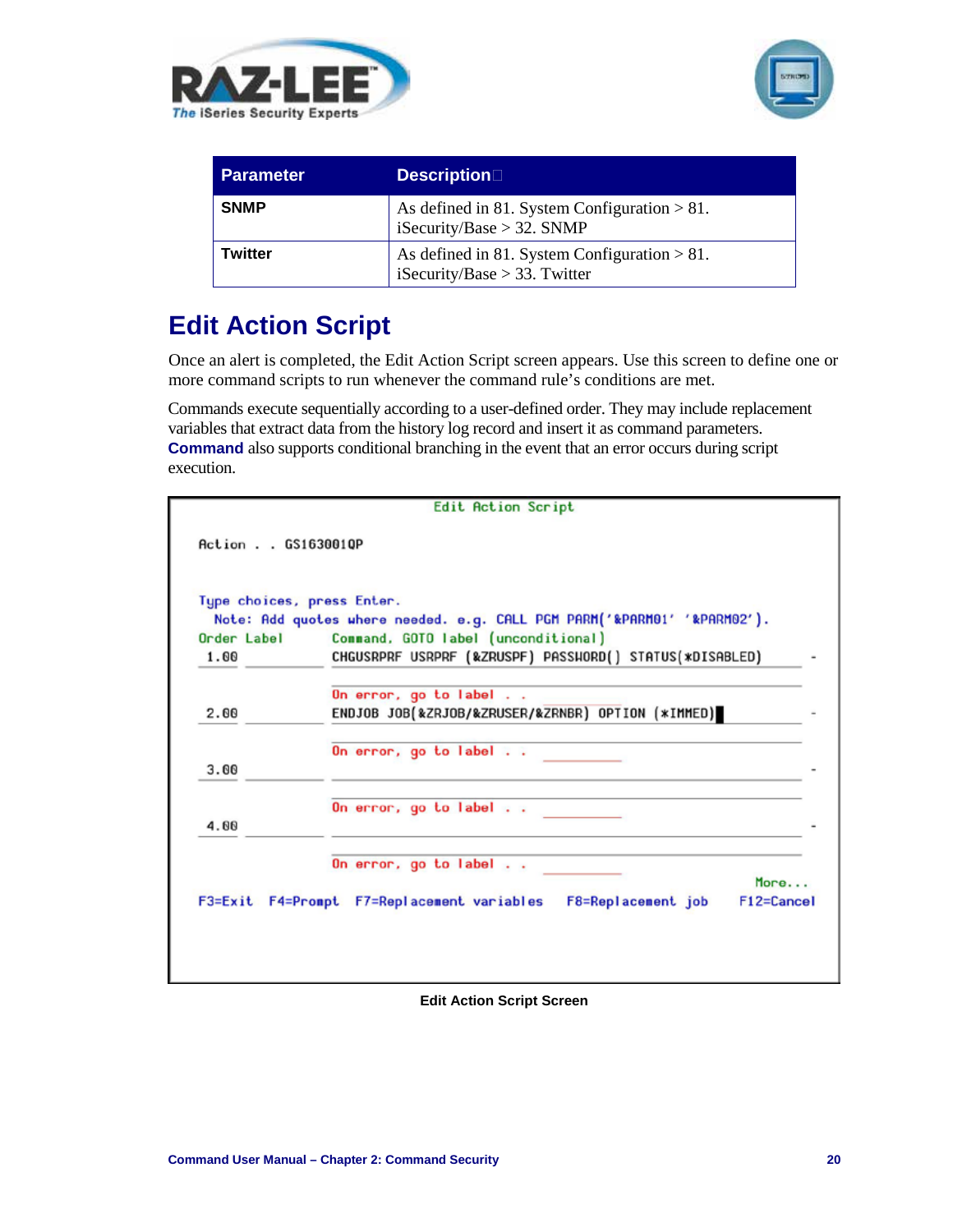| Parameter | Description |
| --- | --- |
| **SNMP** | As defined in 81. System Configuration > 81. iSecurity/Base > 32. SNMP |
| **Twitter** | As defined in 81. System Configuration > 81. iSecurity/Base > 33. Twitter |

## Edit Action Script

Once an alert is completed, the Edit Action Script screen appears. Use this screen to define one or more command scripts to run whenever the command rule's conditions are met.

Commands execute sequentially according to a user-defined order. They may include replacement variables that extract data from the history log record and insert it as command parameters. **Command** also supports conditional branching in the event that an error occurs during script execution.

```
                          Edit Action Script

Action . . GS163001QP


Type choices, press Enter.
  Note: Add quotes where needed. e.g. CALL PGM PARM('&PARM01' '&PARM02').
Order Label       Command, GOTO label (unconditional)
 1.00             CHGUSRPRF USRPRF (&ZRUSPF) PASSWORD() STATUS(*DISABLED)      -

                  On error, go to label . .
 2.00             ENDJOB JOB(&ZRJOB/&ZRUSER/&ZRNBR) OPTION (*IMMED)            -

                  On error, go to label . .
 3.00                                                                          -

                  On error, go to label . .
 4.00                                                                          -

                  On error, go to label . .
                                                                         More...
F3=Exit  F4=Prompt  F7=Replacement variables  F8=Replacement job  F12=Cancel
```

**Edit Action Script Screen**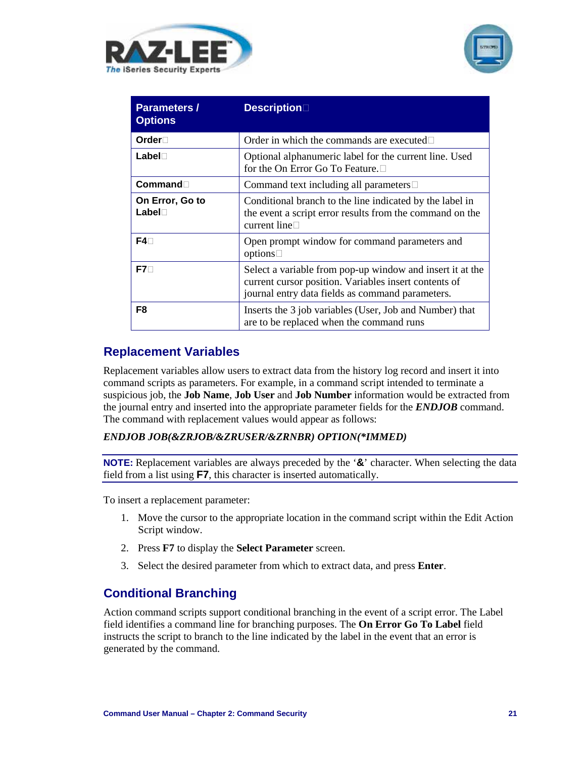| Parameters / Options | Description |
| --- | --- |
| **Order** | Order in which the commands are executed |
| **Label** | Optional alphanumeric label for the current line. Used for the On Error Go To Feature. |
| **Command** | Command text including all parameters |
| **On Error, Go to Label** | Conditional branch to the line indicated by the label in the event a script error results from the command on the current line |
| **F4** | Open prompt window for command parameters and options |
| **F7** | Select a variable from pop-up window and insert it at the current cursor position. Variables insert contents of journal entry data fields as command parameters. |
| **F8** | Inserts the 3 job variables (User, Job and Number) that are to be replaced when the command runs |

## Replacement Variables

Replacement variables allow users to extract data from the history log record and insert it into command scripts as parameters. For example, in a command script intended to terminate a suspicious job, the **Job Name**, **Job User** and **Job Number** information would be extracted from the journal entry and inserted into the appropriate parameter fields for the ***ENDJOB*** command. The command with replacement values would appear as follows:

***ENDJOB JOB(&ZRJOB/&ZRUSER/&ZRNBR) OPTION(*IMMED)***

**NOTE:** Replacement variables are always preceded by the '**&**' character. When selecting the data field from a list using **F7**, this character is inserted automatically.

To insert a replacement parameter:

1. Move the cursor to the appropriate location in the command script within the Edit Action Script window.
2. Press **F7** to display the **Select Parameter** screen.
3. Select the desired parameter from which to extract data, and press **Enter**.

## Conditional Branching

Action command scripts support conditional branching in the event of a script error. The Label field identifies a command line for branching purposes. The **On Error Go To Label** field instructs the script to branch to the line indicated by the label in the event that an error is generated by the command.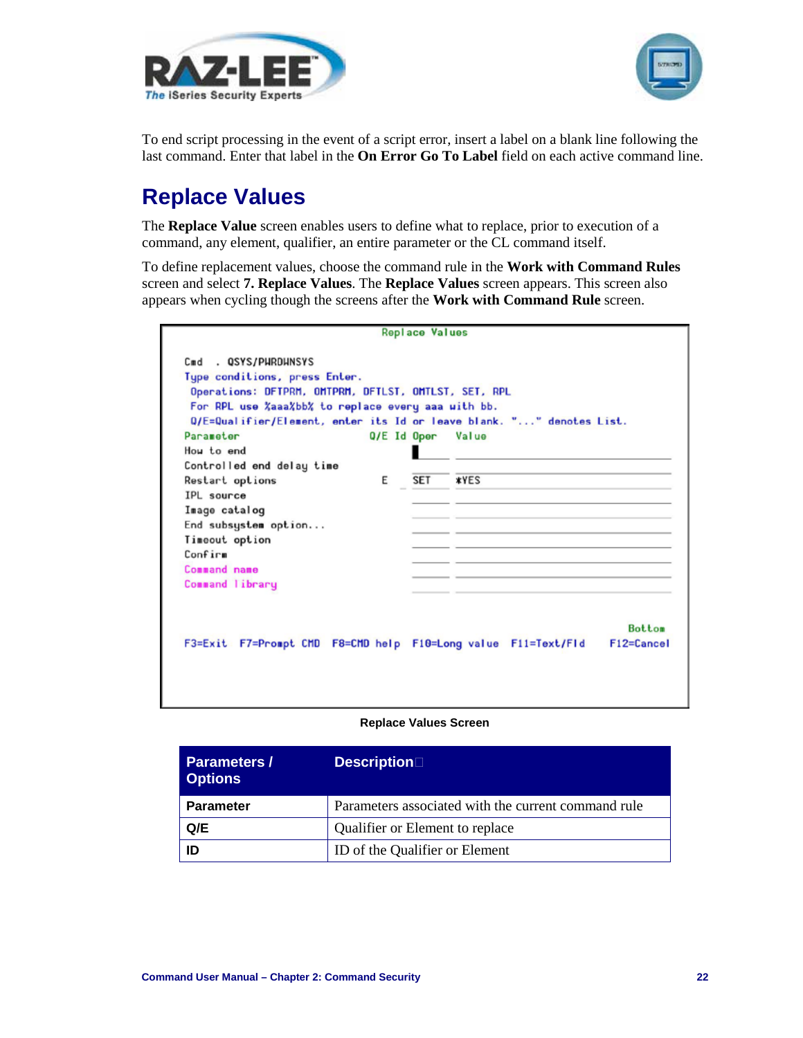To end script processing in the event of a script error, insert a label on a blank line following the last command. Enter that label in the **On Error Go To Label** field on each active command line.

## Replace Values

The **Replace Value** screen enables users to define what to replace, prior to execution of a command, any element, qualifier, an entire parameter or the CL command itself.

To define replacement values, choose the command rule in the **Work with Command Rules** screen and select **7. Replace Values**. The **Replace Values** screen appears. This screen also appears when cycling though the screens after the **Work with Command Rule** screen.

```
                              Replace Values

 Cmd  . QSYS/PWRDWNSYS
 Type conditions, press Enter.
  Operations: DFTPRM, OMTPRM, DFTLST, OMTLST, SET, RPL
  For RPL use %aaa%bb% to replace every aaa with bb.
  Q/E=Qualifier/Element, enter its Id or leave blank. "..." denotes List.
 Parameter                         Q/E Id Oper    Value
 How to end
 Controlled end delay time
 Restart options                    E     SET     *YES
 IPL source
 Image catalog
 End subsystem option...
 Timeout option
 Confirm
 Command name
 Command library

                                                                   Bottom
 F3=Exit  F7=Prompt CMD  F8=CMD help  F10=Long value  F11=Text/Fld  F12=Cancel
```

**Replace Values Screen**

| Parameters / Options | Description |
| --- | --- |
| **Parameter** | Parameters associated with the current command rule |
| **Q/E** | Qualifier or Element to replace |
| **ID** | ID of the Qualifier or Element |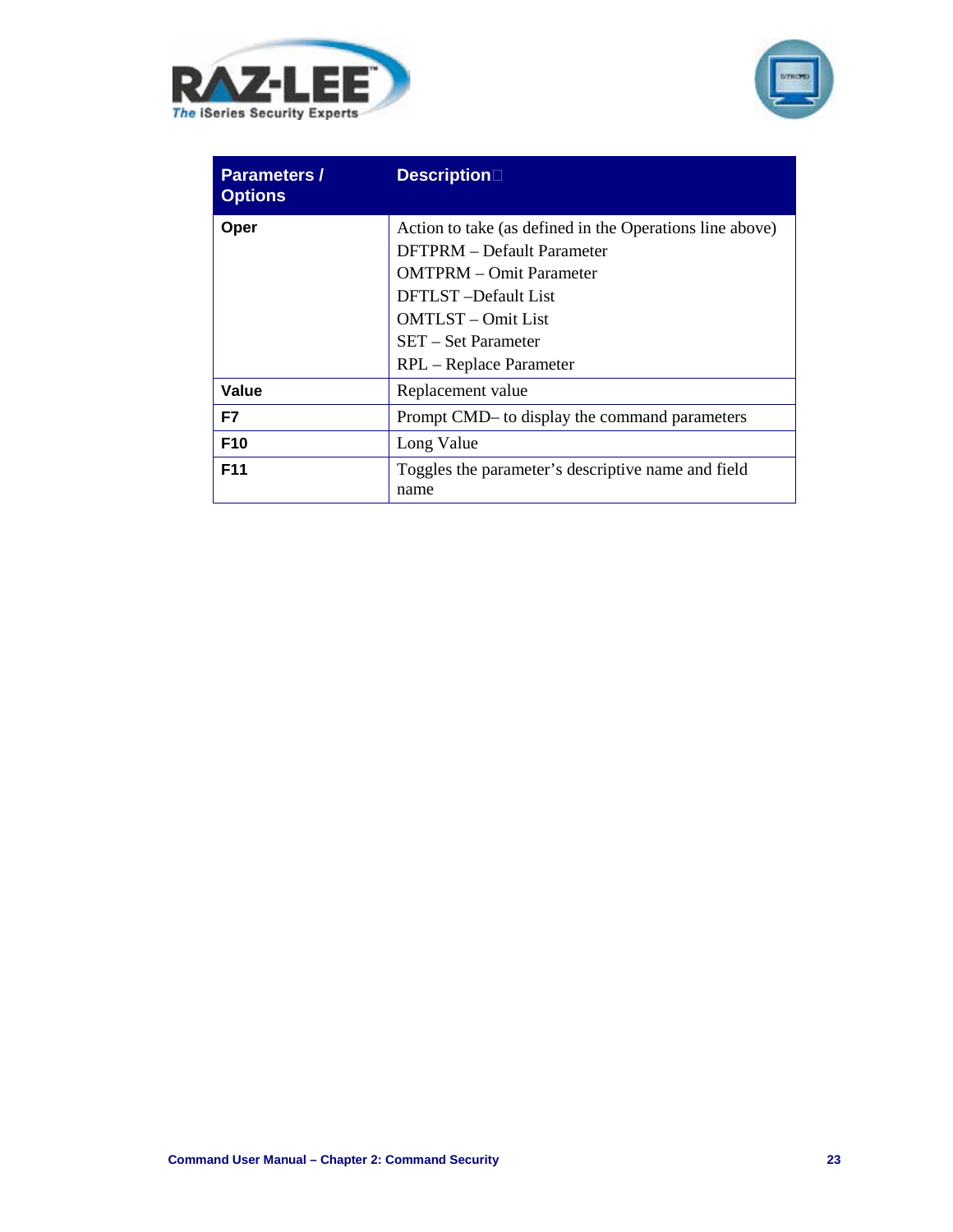| Parameters / Options | Description |
|---|---|
| **Oper** | Action to take (as defined in the Operations line above)<br>DFTPRM – Default Parameter<br>OMTPRM – Omit Parameter<br>DFTLST –Default List<br>OMTLST – Omit List<br>SET – Set Parameter<br>RPL – Replace Parameter |
| **Value** | Replacement value |
| **F7** | Prompt CMD– to display the command parameters |
| **F10** | Long Value |
| **F11** | Toggles the parameter's descriptive name and field name |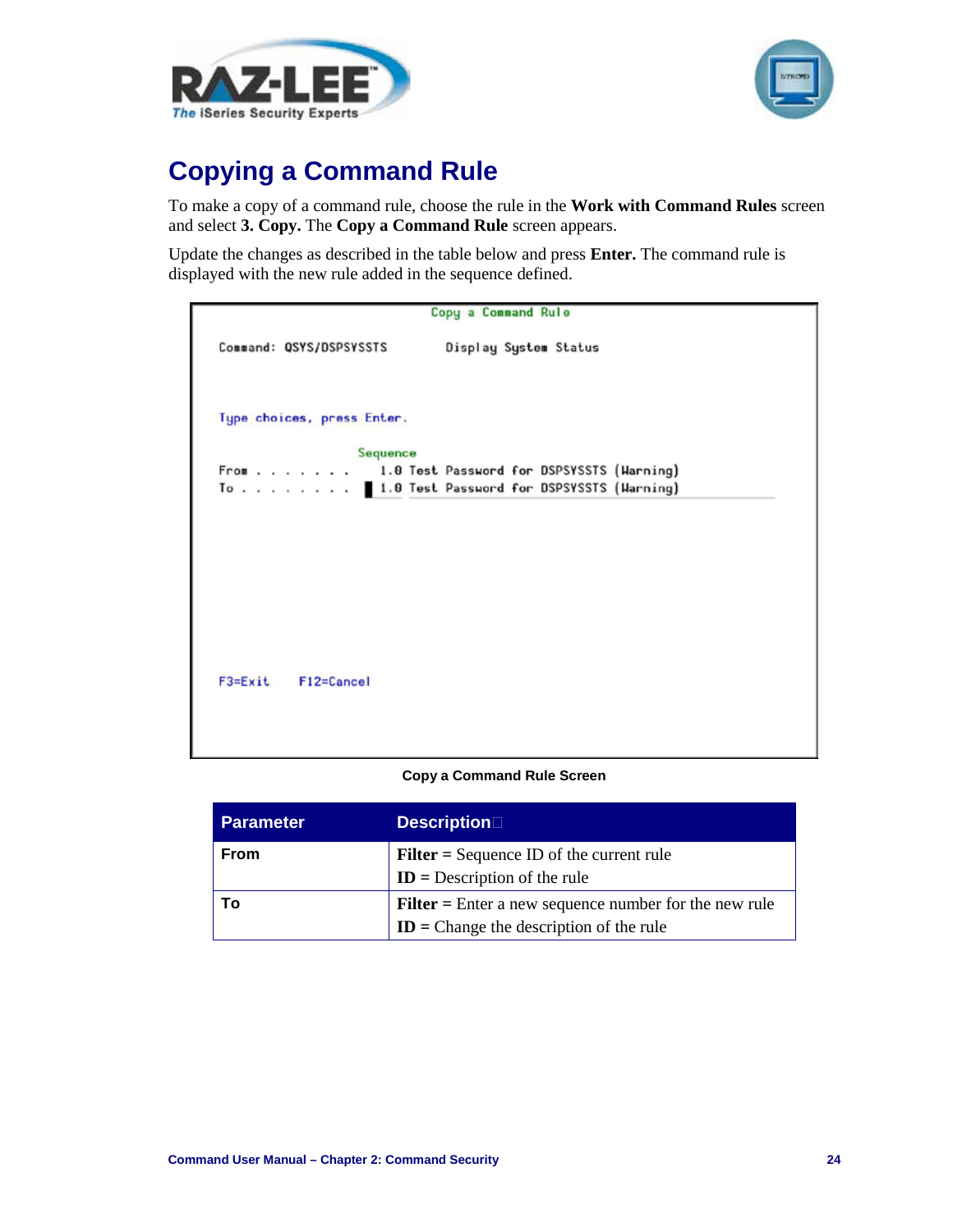# Copying a Command Rule

To make a copy of a command rule, choose the rule in the **Work with Command Rules** screen and select **3. Copy.** The **Copy a Command Rule** screen appears.

Update the changes as described in the table below and press **Enter.** The command rule is displayed with the new rule added in the sequence defined.

```
                              Copy a Command Rule

Command: QSYS/DSPSYSSTS          Display System Status


Type choices, press Enter.

                        Sequence
From . . . . . . .        1.0 Test Password for DSPSYSSTS (Warning)
To . . . . . . . .        1.0 Test Password for DSPSYSSTS (Warning)









F3=Exit    F12=Cancel
```

**Copy a Command Rule Screen**

| Parameter | Description |
|---|---|
| From | **Filter** = Sequence ID of the current rule<br>**ID** = Description of the rule |
| To | **Filter** = Enter a new sequence number for the new rule<br>**ID** = Change the description of the rule |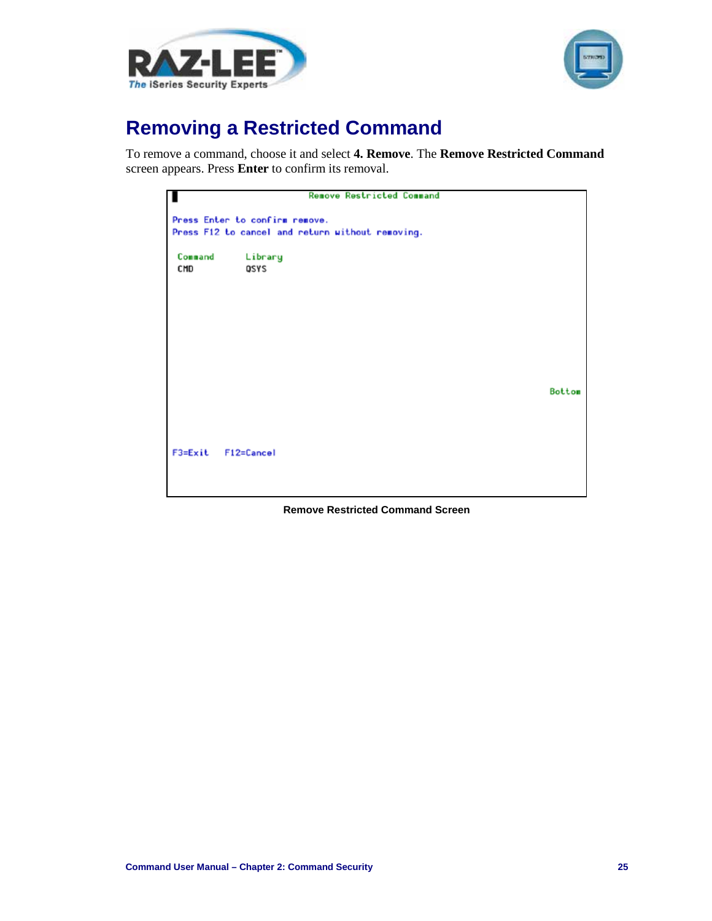# Removing a Restricted Command

To remove a command, choose it and select **4. Remove**. The **Remove Restricted Command** screen appears. Press **Enter** to confirm its removal.

```
                            Remove Restricted Command

Press Enter to confirm remove.
Press F12 to cancel and return without removing.

 Command       Library
 CMD           QSYS









                                                                        Bottom




F3=Exit    F12=Cancel
```

**Remove Restricted Command Screen**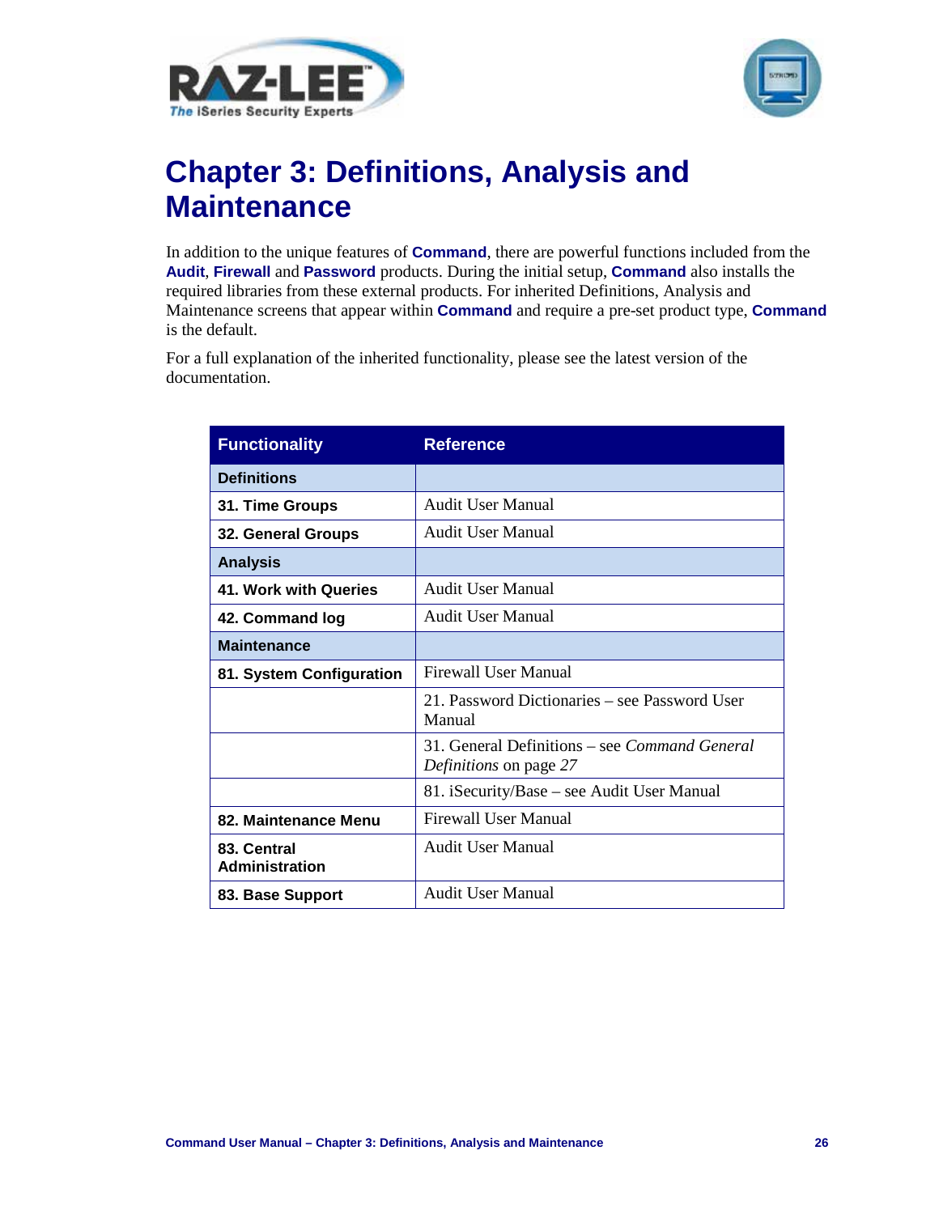# Chapter 3: Definitions, Analysis and Maintenance

In addition to the unique features of **Command**, there are powerful functions included from the **Audit**, **Firewall** and **Password** products. During the initial setup, **Command** also installs the required libraries from these external products. For inherited Definitions, Analysis and Maintenance screens that appear within **Command** and require a pre-set product type, **Command** is the default.

For a full explanation of the inherited functionality, please see the latest version of the documentation.

| Functionality | Reference |
|---|---|
| **Definitions** | |
| **31. Time Groups** | Audit User Manual |
| **32. General Groups** | Audit User Manual |
| **Analysis** | |
| **41. Work with Queries** | Audit User Manual |
| **42. Command log** | Audit User Manual |
| **Maintenance** | |
| **81. System Configuration** | Firewall User Manual |
| | 21. Password Dictionaries – see Password User Manual |
| | 31. General Definitions – see *Command General Definitions* on page *27* |
| | 81. iSecurity/Base – see Audit User Manual |
| **82. Maintenance Menu** | Firewall User Manual |
| **83. Central Administration** | Audit User Manual |
| **83. Base Support** | Audit User Manual |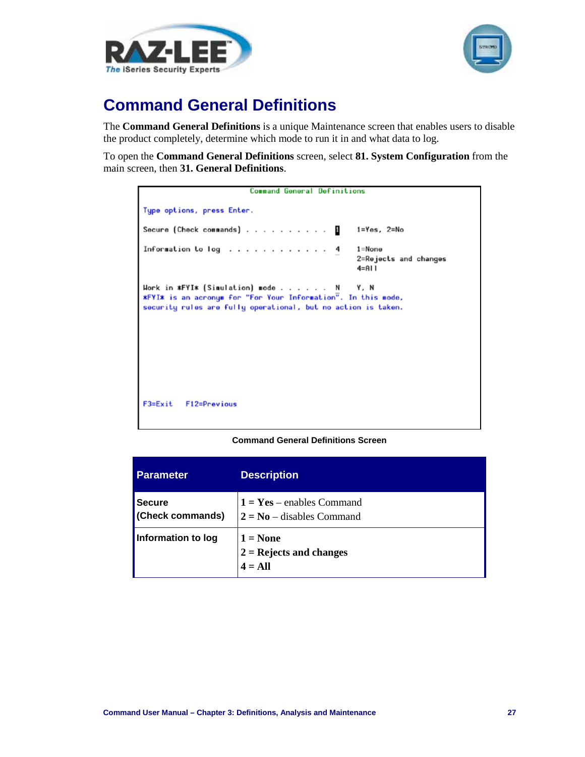# Command General Definitions

The **Command General Definitions** is a unique Maintenance screen that enables users to disable the product completely, determine which mode to run it in and what data to log.

To open the **Command General Definitions** screen, select **81. System Configuration** from the main screen, then **31. General Definitions**.

```
                          Command General Definitions

Type options, press Enter.

Secure (Check commands) . . . . . . . . . .  1    1=Yes, 2=No

Information to log  . . . . . . . . . . . .  4    1=None
                                                  2=Rejects and changes
                                                  4=All

Work in *FYI* (Simulation) mode . . . . . .  N    Y, N
*FYI* is an acronym for "For Your Information". In this mode,
security rules are fully operational, but no action is taken.









F3=Exit   F12=Previous
```

**Command General Definitions Screen**

| Parameter | Description |
|---|---|
| **Secure (Check commands)** | **1 = Yes** – enables Command<br>**2 = No** – disables Command |
| **Information to log** | **1 = None**<br>**2 = Rejects and changes**<br>**4 = All** |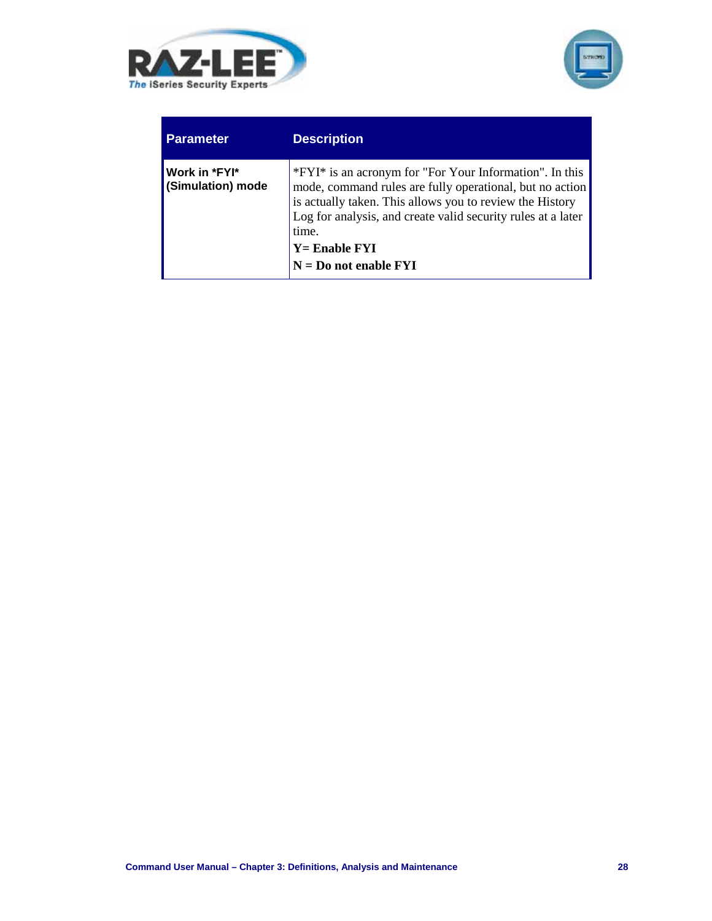| Parameter | Description |
|---|---|
| **Work in *FYI* (Simulation) mode** | *FYI* is an acronym for "For Your Information". In this mode, command rules are fully operational, but no action is actually taken. This allows you to review the History Log for analysis, and create valid security rules at a later time.<br>**Y= Enable FYI**<br>**N = Do not enable FYI** |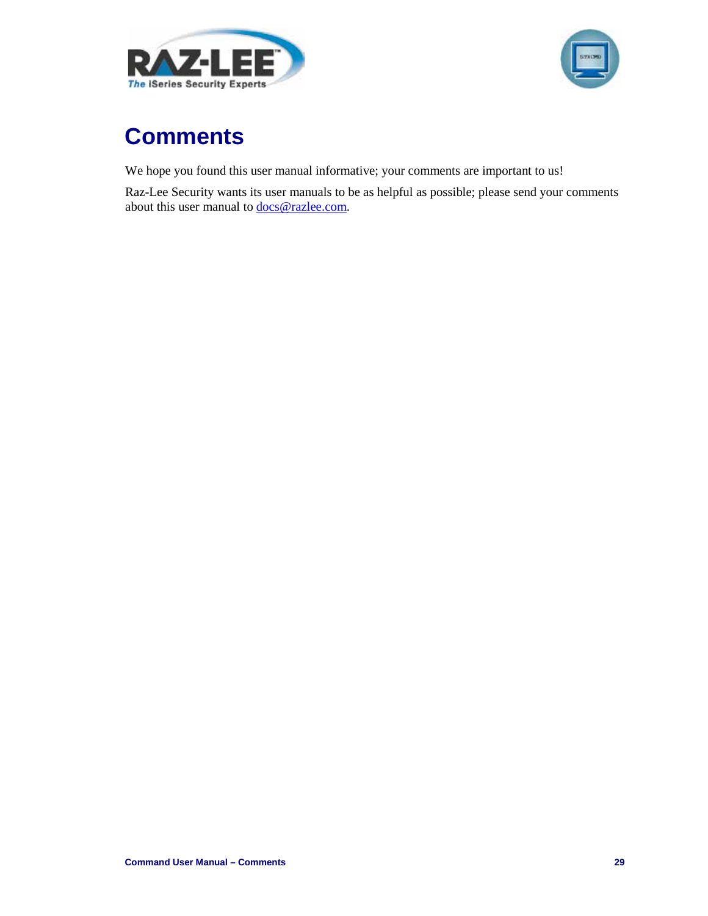# Comments

We hope you found this user manual informative; your comments are important to us!

Raz-Lee Security wants its user manuals to be as helpful as possible; please send your comments about this user manual to docs@razlee.com.